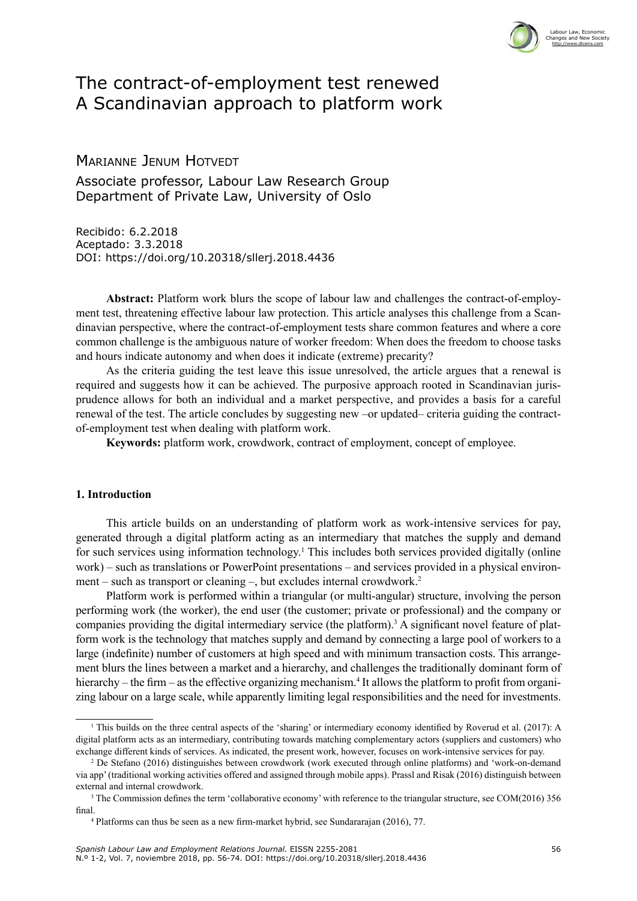# The contract-of-employment test renewed
# A Scandinavian approach to platform work

Marianne Jenum Hotvedt

Associate professor, Labour Law Research Group
Department of Private Law, University of Oslo

Recibido: 6.2.2018
Aceptado: 3.3.2018
DOI: https://doi.org/10.20318/sllerj.2018.4436

**Abstract:** Platform work blurs the scope of labour law and challenges the contract-of-employment test, threatening effective labour law protection. This article analyses this challenge from a Scandinavian perspective, where the contract-of-employment tests share common features and where a core common challenge is the ambiguous nature of worker freedom: When does the freedom to choose tasks and hours indicate autonomy and when does it indicate (extreme) precarity?

As the criteria guiding the test leave this issue unresolved, the article argues that a renewal is required and suggests how it can be achieved. The purposive approach rooted in Scandinavian jurisprudence allows for both an individual and a market perspective, and provides a basis for a careful renewal of the test. The article concludes by suggesting new –or updated– criteria guiding the contract-of-employment test when dealing with platform work.

**Keywords:** platform work, crowdwork, contract of employment, concept of employee.

## 1. Introduction

This article builds on an understanding of platform work as work-intensive services for pay, generated through a digital platform acting as an intermediary that matches the supply and demand for such services using information technology.[1] This includes both services provided digitally (online work) – such as translations or PowerPoint presentations – and services provided in a physical environment – such as transport or cleaning –, but excludes internal crowdwork.[2]

Platform work is performed within a triangular (or multi-angular) structure, involving the person performing work (the worker), the end user (the customer; private or professional) and the company or companies providing the digital intermediary service (the platform).[3] A significant novel feature of platform work is the technology that matches supply and demand by connecting a large pool of workers to a large (indefinite) number of customers at high speed and with minimum transaction costs. This arrangement blurs the lines between a market and a hierarchy, and challenges the traditionally dominant form of hierarchy – the firm – as the effective organizing mechanism.[4] It allows the platform to profit from organizing labour on a large scale, while apparently limiting legal responsibilities and the need for investments.

---

[1] This builds on the three central aspects of the 'sharing' or intermediary economy identified by Roverud et al. (2017): A digital platform acts as an intermediary, contributing towards matching complementary actors (suppliers and customers) who exchange different kinds of services. As indicated, the present work, however, focuses on work-intensive services for pay.

[2] De Stefano (2016) distinguishes between crowdwork (work executed through online platforms) and 'work-on-demand via app' (traditional working activities offered and assigned through mobile apps). Prassl and Risak (2016) distinguish between external and internal crowdwork.

[3] The Commission defines the term 'collaborative economy' with reference to the triangular structure, see COM(2016) 356 final.

[4] Platforms can thus be seen as a new firm-market hybrid, see Sundararajan (2016), 77.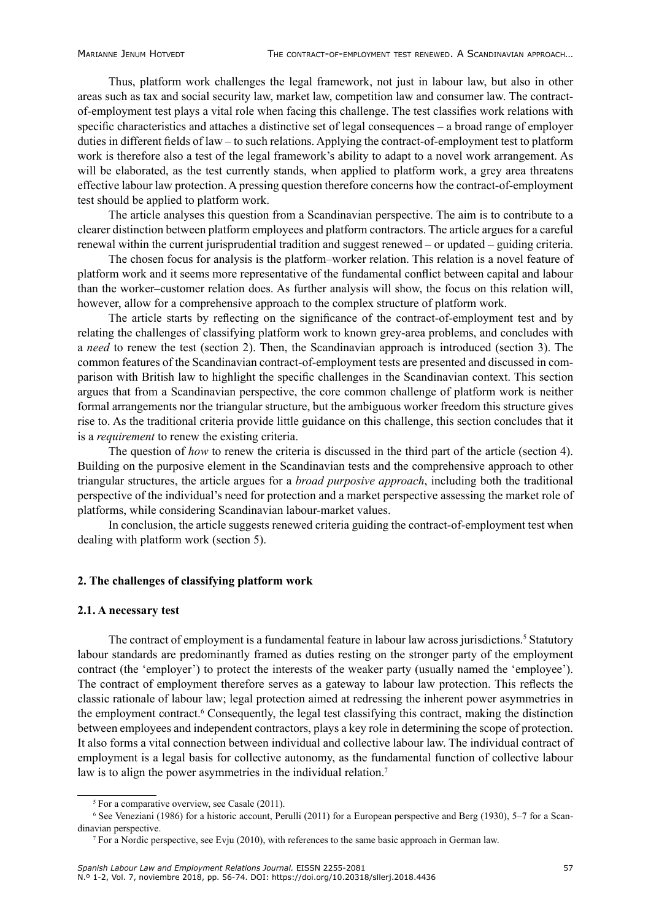Thus, platform work challenges the legal framework, not just in labour law, but also in other areas such as tax and social security law, market law, competition law and consumer law. The contract-of-employment test plays a vital role when facing this challenge. The test classifies work relations with specific characteristics and attaches a distinctive set of legal consequences – a broad range of employer duties in different fields of law – to such relations. Applying the contract-of-employment test to platform work is therefore also a test of the legal framework's ability to adapt to a novel work arrangement. As will be elaborated, as the test currently stands, when applied to platform work, a grey area threatens effective labour law protection. A pressing question therefore concerns how the contract-of-employment test should be applied to platform work.

The article analyses this question from a Scandinavian perspective. The aim is to contribute to a clearer distinction between platform employees and platform contractors. The article argues for a careful renewal within the current jurisprudential tradition and suggest renewed – or updated – guiding criteria.

The chosen focus for analysis is the platform–worker relation. This relation is a novel feature of platform work and it seems more representative of the fundamental conflict between capital and labour than the worker–customer relation does. As further analysis will show, the focus on this relation will, however, allow for a comprehensive approach to the complex structure of platform work.

The article starts by reflecting on the significance of the contract-of-employment test and by relating the challenges of classifying platform work to known grey-area problems, and concludes with a *need* to renew the test (section 2). Then, the Scandinavian approach is introduced (section 3). The common features of the Scandinavian contract-of-employment tests are presented and discussed in comparison with British law to highlight the specific challenges in the Scandinavian context. This section argues that from a Scandinavian perspective, the core common challenge of platform work is neither formal arrangements nor the triangular structure, but the ambiguous worker freedom this structure gives rise to. As the traditional criteria provide little guidance on this challenge, this section concludes that it is a *requirement* to renew the existing criteria.

The question of *how* to renew the criteria is discussed in the third part of the article (section 4). Building on the purposive element in the Scandinavian tests and the comprehensive approach to other triangular structures, the article argues for a *broad purposive approach*, including both the traditional perspective of the individual's need for protection and a market perspective assessing the market role of platforms, while considering Scandinavian labour-market values.

In conclusion, the article suggests renewed criteria guiding the contract-of-employment test when dealing with platform work (section 5).

## 2. The challenges of classifying platform work

### 2.1. A necessary test

The contract of employment is a fundamental feature in labour law across jurisdictions.[5] Statutory labour standards are predominantly framed as duties resting on the stronger party of the employment contract (the 'employer') to protect the interests of the weaker party (usually named the 'employee'). The contract of employment therefore serves as a gateway to labour law protection. This reflects the classic rationale of labour law; legal protection aimed at redressing the inherent power asymmetries in the employment contract.[6] Consequently, the legal test classifying this contract, making the distinction between employees and independent contractors, plays a key role in determining the scope of protection. It also forms a vital connection between individual and collective labour law. The individual contract of employment is a legal basis for collective autonomy, as the fundamental function of collective labour law is to align the power asymmetries in the individual relation.[7]

---

[5] For a comparative overview, see Casale (2011).

[6] See Veneziani (1986) for a historic account, Perulli (2011) for a European perspective and Berg (1930), 5–7 for a Scandinavian perspective.

[7] For a Nordic perspective, see Evju (2010), with references to the same basic approach in German law.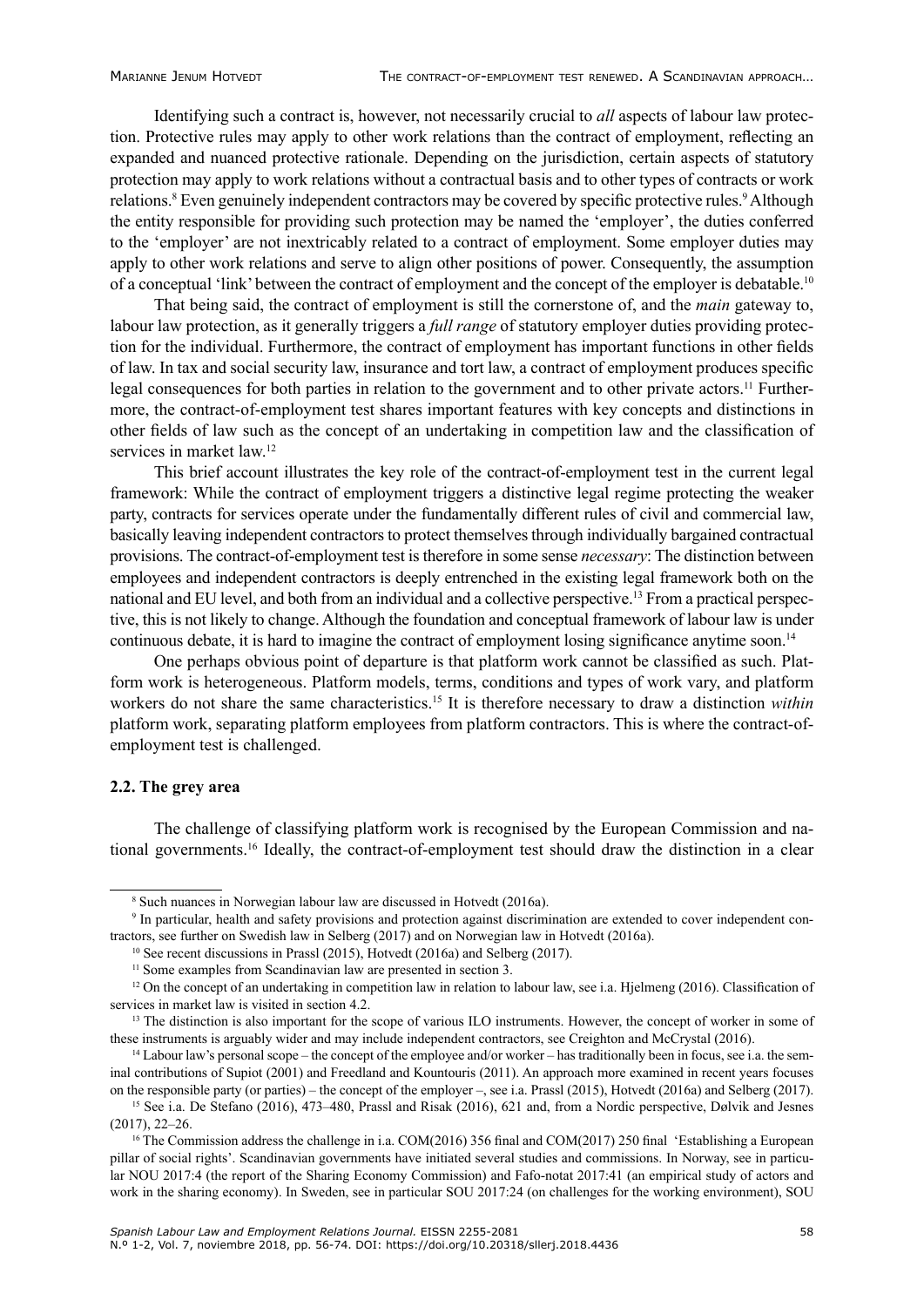Identifying such a contract is, however, not necessarily crucial to *all* aspects of labour law protection. Protective rules may apply to other work relations than the contract of employment, reflecting an expanded and nuanced protective rationale. Depending on the jurisdiction, certain aspects of statutory protection may apply to work relations without a contractual basis and to other types of contracts or work relations.[8] Even genuinely independent contractors may be covered by specific protective rules.[9] Although the entity responsible for providing such protection may be named the 'employer', the duties conferred to the 'employer' are not inextricably related to a contract of employment. Some employer duties may apply to other work relations and serve to align other positions of power. Consequently, the assumption of a conceptual 'link' between the contract of employment and the concept of the employer is debatable.[10]

That being said, the contract of employment is still the cornerstone of, and the *main* gateway to, labour law protection, as it generally triggers a *full range* of statutory employer duties providing protection for the individual. Furthermore, the contract of employment has important functions in other fields of law. In tax and social security law, insurance and tort law, a contract of employment produces specific legal consequences for both parties in relation to the government and to other private actors.[11] Furthermore, the contract-of-employment test shares important features with key concepts and distinctions in other fields of law such as the concept of an undertaking in competition law and the classification of services in market law.[12]

This brief account illustrates the key role of the contract-of-employment test in the current legal framework: While the contract of employment triggers a distinctive legal regime protecting the weaker party, contracts for services operate under the fundamentally different rules of civil and commercial law, basically leaving independent contractors to protect themselves through individually bargained contractual provisions. The contract-of-employment test is therefore in some sense *necessary*: The distinction between employees and independent contractors is deeply entrenched in the existing legal framework both on the national and EU level, and both from an individual and a collective perspective.[13] From a practical perspective, this is not likely to change. Although the foundation and conceptual framework of labour law is under continuous debate, it is hard to imagine the contract of employment losing significance anytime soon.[14]

One perhaps obvious point of departure is that platform work cannot be classified as such. Platform work is heterogeneous. Platform models, terms, conditions and types of work vary, and platform workers do not share the same characteristics.[15] It is therefore necessary to draw a distinction *within* platform work, separating platform employees from platform contractors. This is where the contract-of-employment test is challenged.

### 2.2. The grey area

The challenge of classifying platform work is recognised by the European Commission and national governments.[16] Ideally, the contract-of-employment test should draw the distinction in a clear

---

[8] Such nuances in Norwegian labour law are discussed in Hotvedt (2016a).

[9] In particular, health and safety provisions and protection against discrimination are extended to cover independent contractors, see further on Swedish law in Selberg (2017) and on Norwegian law in Hotvedt (2016a).

[10] See recent discussions in Prassl (2015), Hotvedt (2016a) and Selberg (2017).

[11] Some examples from Scandinavian law are presented in section 3.

[12] On the concept of an undertaking in competition law in relation to labour law, see i.a. Hjelmeng (2016). Classification of services in market law is visited in section 4.2.

[13] The distinction is also important for the scope of various ILO instruments. However, the concept of worker in some of these instruments is arguably wider and may include independent contractors, see Creighton and McCrystal (2016).

[14] Labour law's personal scope – the concept of the employee and/or worker – has traditionally been in focus, see i.a. the seminal contributions of Supiot (2001) and Freedland and Kountouris (2011). An approach more examined in recent years focuses on the responsible party (or parties) – the concept of the employer –, see i.a. Prassl (2015), Hotvedt (2016a) and Selberg (2017).

[15] See i.a. De Stefano (2016), 473–480, Prassl and Risak (2016), 621 and, from a Nordic perspective, Dølvik and Jesnes (2017), 22–26.

[16] The Commission address the challenge in i.a. COM(2016) 356 final and COM(2017) 250 final 'Establishing a European pillar of social rights'. Scandinavian governments have initiated several studies and commissions. In Norway, see in particular NOU 2017:4 (the report of the Sharing Economy Commission) and Fafo-notat 2017:41 (an empirical study of actors and work in the sharing economy). In Sweden, see in particular SOU 2017:24 (on challenges for the working environment), SOU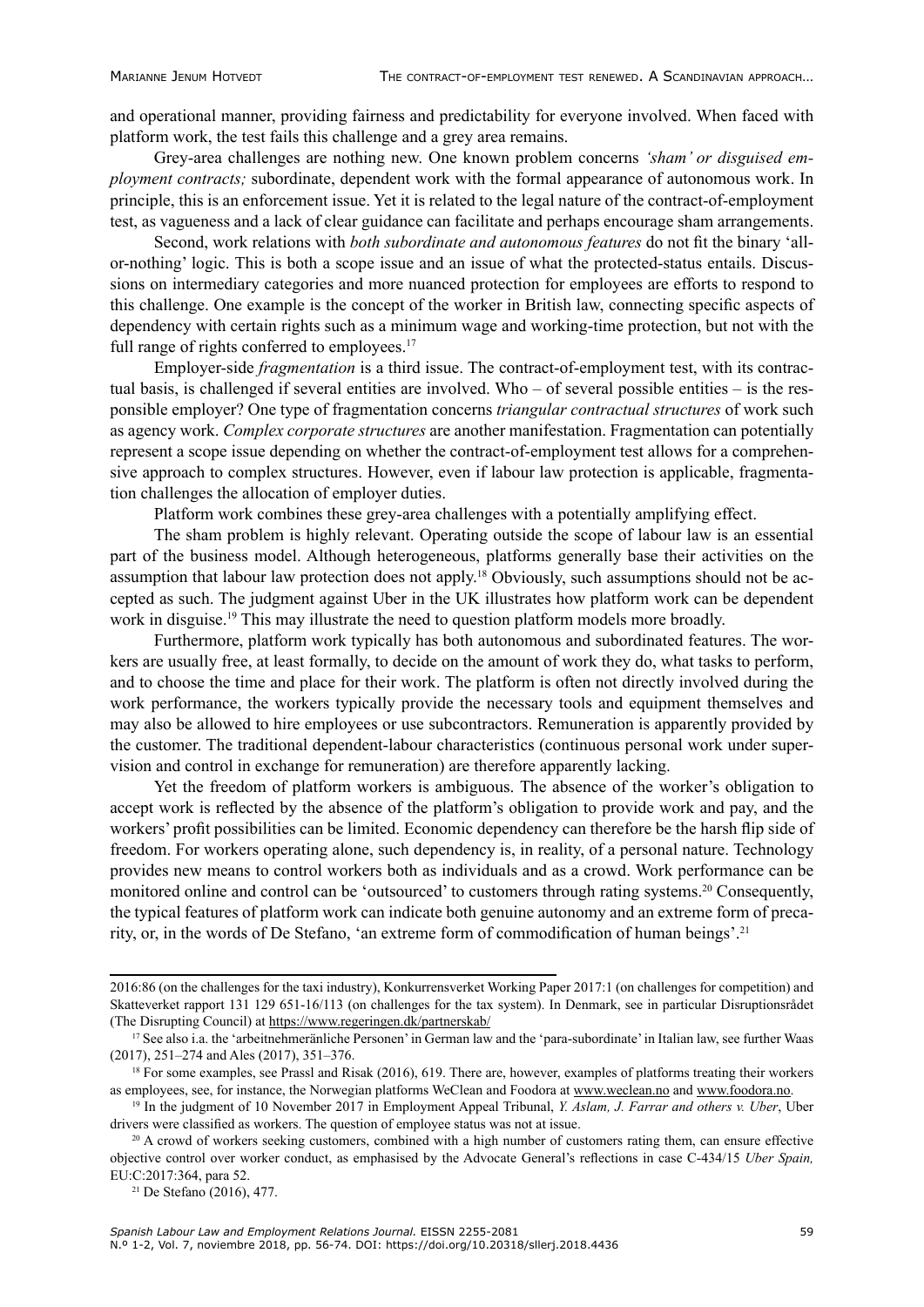and operational manner, providing fairness and predictability for everyone involved. When faced with platform work, the test fails this challenge and a grey area remains.

Grey-area challenges are nothing new. One known problem concerns *'sham' or disguised employment contracts;* subordinate, dependent work with the formal appearance of autonomous work. In principle, this is an enforcement issue. Yet it is related to the legal nature of the contract-of-employment test, as vagueness and a lack of clear guidance can facilitate and perhaps encourage sham arrangements.

Second, work relations with *both subordinate and autonomous features* do not fit the binary 'all-or-nothing' logic. This is both a scope issue and an issue of what the protected-status entails. Discussions on intermediary categories and more nuanced protection for employees are efforts to respond to this challenge. One example is the concept of the worker in British law, connecting specific aspects of dependency with certain rights such as a minimum wage and working-time protection, but not with the full range of rights conferred to employees.[17]

Employer-side *fragmentation* is a third issue. The contract-of-employment test, with its contractual basis, is challenged if several entities are involved. Who – of several possible entities – is the responsible employer? One type of fragmentation concerns *triangular contractual structures* of work such as agency work. *Complex corporate structures* are another manifestation. Fragmentation can potentially represent a scope issue depending on whether the contract-of-employment test allows for a comprehensive approach to complex structures. However, even if labour law protection is applicable, fragmentation challenges the allocation of employer duties.

Platform work combines these grey-area challenges with a potentially amplifying effect.

The sham problem is highly relevant. Operating outside the scope of labour law is an essential part of the business model. Although heterogeneous, platforms generally base their activities on the assumption that labour law protection does not apply.[18] Obviously, such assumptions should not be accepted as such. The judgment against Uber in the UK illustrates how platform work can be dependent work in disguise.[19] This may illustrate the need to question platform models more broadly.

Furthermore, platform work typically has both autonomous and subordinated features. The workers are usually free, at least formally, to decide on the amount of work they do, what tasks to perform, and to choose the time and place for their work. The platform is often not directly involved during the work performance, the workers typically provide the necessary tools and equipment themselves and may also be allowed to hire employees or use subcontractors. Remuneration is apparently provided by the customer. The traditional dependent-labour characteristics (continuous personal work under supervision and control in exchange for remuneration) are therefore apparently lacking.

Yet the freedom of platform workers is ambiguous. The absence of the worker's obligation to accept work is reflected by the absence of the platform's obligation to provide work and pay, and the workers' profit possibilities can be limited. Economic dependency can therefore be the harsh flip side of freedom. For workers operating alone, such dependency is, in reality, of a personal nature. Technology provides new means to control workers both as individuals and as a crowd. Work performance can be monitored online and control can be 'outsourced' to customers through rating systems.[20] Consequently, the typical features of platform work can indicate both genuine autonomy and an extreme form of precarity, or, in the words of De Stefano, 'an extreme form of commodification of human beings'.[21]

---

2016:86 (on the challenges for the taxi industry), Konkurrensverket Working Paper 2017:1 (on challenges for competition) and Skatteverket rapport 131 129 651-16/113 (on challenges for the tax system). In Denmark, see in particular Disruptionsrådet (The Disrupting Council) at https://www.regeringen.dk/partnerskab/

[17] See also i.a. the 'arbeitnehmeränliche Personen' in German law and the 'para-subordinate' in Italian law, see further Waas (2017), 251–274 and Ales (2017), 351–376.

[18] For some examples, see Prassl and Risak (2016), 619. There are, however, examples of platforms treating their workers as employees, see, for instance, the Norwegian platforms WeClean and Foodora at www.weclean.no and www.foodora.no.

[19] In the judgment of 10 November 2017 in Employment Appeal Tribunal, *Y. Aslam, J. Farrar and others v. Uber*, Uber drivers were classified as workers. The question of employee status was not at issue.

[20] A crowd of workers seeking customers, combined with a high number of customers rating them, can ensure effective objective control over worker conduct, as emphasised by the Advocate General's reflections in case C-434/15 *Uber Spain,* EU:C:2017:364, para 52.

[21] De Stefano (2016), 477.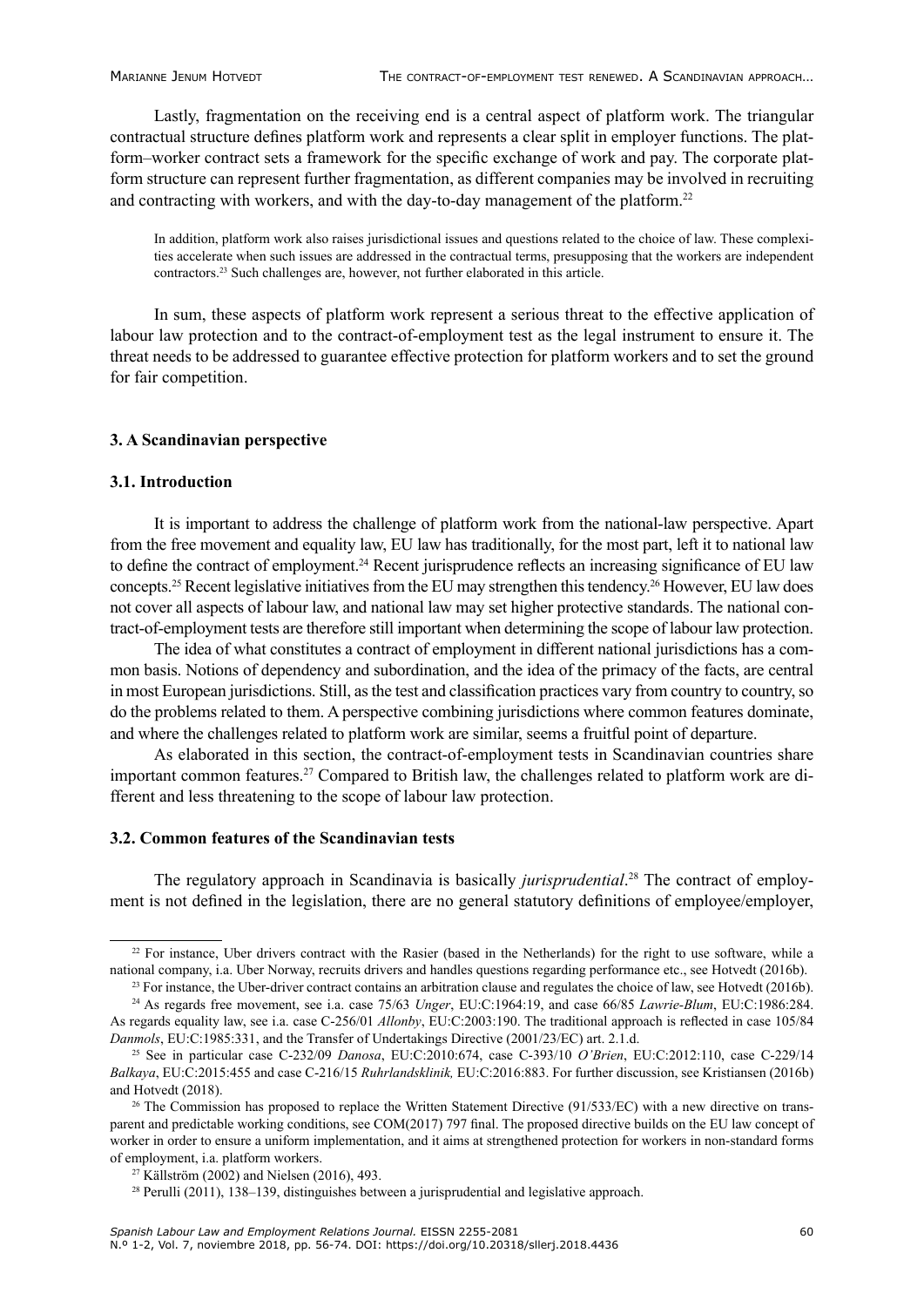Lastly, fragmentation on the receiving end is a central aspect of platform work. The triangular contractual structure defines platform work and represents a clear split in employer functions. The platform–worker contract sets a framework for the specific exchange of work and pay. The corporate platform structure can represent further fragmentation, as different companies may be involved in recruiting and contracting with workers, and with the day-to-day management of the platform.[22]

> In addition, platform work also raises jurisdictional issues and questions related to the choice of law. These complexities accelerate when such issues are addressed in the contractual terms, presupposing that the workers are independent contractors.[23] Such challenges are, however, not further elaborated in this article.

In sum, these aspects of platform work represent a serious threat to the effective application of labour law protection and to the contract-of-employment test as the legal instrument to ensure it. The threat needs to be addressed to guarantee effective protection for platform workers and to set the ground for fair competition.

## 3. A Scandinavian perspective

### 3.1. Introduction

It is important to address the challenge of platform work from the national-law perspective. Apart from the free movement and equality law, EU law has traditionally, for the most part, left it to national law to define the contract of employment.[24] Recent jurisprudence reflects an increasing significance of EU law concepts.[25] Recent legislative initiatives from the EU may strengthen this tendency.[26] However, EU law does not cover all aspects of labour law, and national law may set higher protective standards. The national contract-of-employment tests are therefore still important when determining the scope of labour law protection.

The idea of what constitutes a contract of employment in different national jurisdictions has a common basis. Notions of dependency and subordination, and the idea of the primacy of the facts, are central in most European jurisdictions. Still, as the test and classification practices vary from country to country, so do the problems related to them. A perspective combining jurisdictions where common features dominate, and where the challenges related to platform work are similar, seems a fruitful point of departure.

As elaborated in this section, the contract-of-employment tests in Scandinavian countries share important common features.[27] Compared to British law, the challenges related to platform work are different and less threatening to the scope of labour law protection.

### 3.2. Common features of the Scandinavian tests

The regulatory approach in Scandinavia is basically *jurisprudential*.[28] The contract of employment is not defined in the legislation, there are no general statutory definitions of employee/employer,

---

[22] For instance, Uber drivers contract with the Rasier (based in the Netherlands) for the right to use software, while a national company, i.a. Uber Norway, recruits drivers and handles questions regarding performance etc., see Hotvedt (2016b).

[23] For instance, the Uber-driver contract contains an arbitration clause and regulates the choice of law, see Hotvedt (2016b).

[24] As regards free movement, see i.a. case 75/63 *Unger*, EU:C:1964:19, and case 66/85 *Lawrie-Blum*, EU:C:1986:284. As regards equality law, see i.a. case C-256/01 *Allonby*, EU:C:2003:190. The traditional approach is reflected in case 105/84 *Danmols*, EU:C:1985:331, and the Transfer of Undertakings Directive (2001/23/EC) art. 2.1.d.

[25] See in particular case C-232/09 *Danosa*, EU:C:2010:674, case C-393/10 *O'Brien*, EU:C:2012:110, case C-229/14 *Balkaya*, EU:C:2015:455 and case C-216/15 *Ruhrlandsklinik,* EU:C:2016:883. For further discussion, see Kristiansen (2016b) and Hotvedt (2018).

[26] The Commission has proposed to replace the Written Statement Directive (91/533/EC) with a new directive on transparent and predictable working conditions, see COM(2017) 797 final. The proposed directive builds on the EU law concept of worker in order to ensure a uniform implementation, and it aims at strengthened protection for workers in non-standard forms of employment, i.a. platform workers.

[27] Källström (2002) and Nielsen (2016), 493.

[28] Perulli (2011), 138–139, distinguishes between a jurisprudential and legislative approach.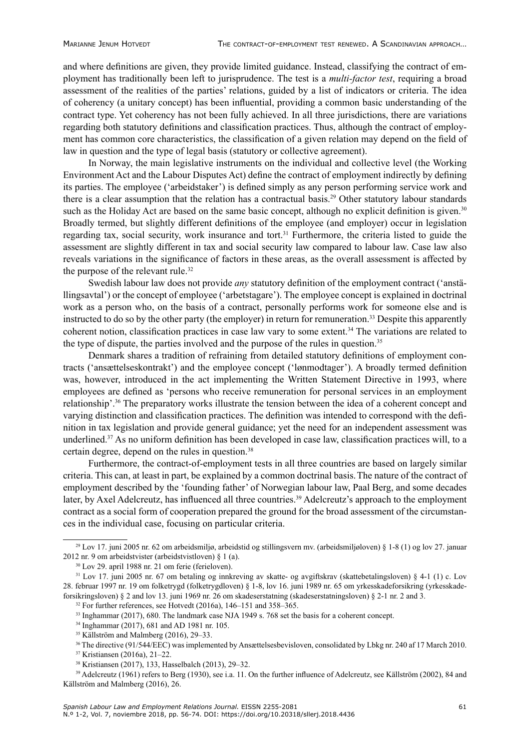and where definitions are given, they provide limited guidance. Instead, classifying the contract of employment has traditionally been left to jurisprudence. The test is a *multi-factor test*, requiring a broad assessment of the realities of the parties' relations, guided by a list of indicators or criteria. The idea of coherency (a unitary concept) has been influential, providing a common basic understanding of the contract type. Yet coherency has not been fully achieved. In all three jurisdictions, there are variations regarding both statutory definitions and classification practices. Thus, although the contract of employment has common core characteristics, the classification of a given relation may depend on the field of law in question and the type of legal basis (statutory or collective agreement).

In Norway, the main legislative instruments on the individual and collective level (the Working Environment Act and the Labour Disputes Act) define the contract of employment indirectly by defining its parties. The employee ('arbeidstaker') is defined simply as any person performing service work and there is a clear assumption that the relation has a contractual basis.[29] Other statutory labour standards such as the Holiday Act are based on the same basic concept, although no explicit definition is given.[30] Broadly termed, but slightly different definitions of the employee (and employer) occur in legislation regarding tax, social security, work insurance and tort.[31] Furthermore, the criteria listed to guide the assessment are slightly different in tax and social security law compared to labour law. Case law also reveals variations in the significance of factors in these areas, as the overall assessment is affected by the purpose of the relevant rule.[32]

Swedish labour law does not provide *any* statutory definition of the employment contract ('anställningsavtal') or the concept of employee ('arbetstagare'). The employee concept is explained in doctrinal work as a person who, on the basis of a contract, personally performs work for someone else and is instructed to do so by the other party (the employer) in return for remuneration.[33] Despite this apparently coherent notion, classification practices in case law vary to some extent.[34] The variations are related to the type of dispute, the parties involved and the purpose of the rules in question.[35]

Denmark shares a tradition of refraining from detailed statutory definitions of employment contracts ('ansættelseskontrakt') and the employee concept ('lønmodtager'). A broadly termed definition was, however, introduced in the act implementing the Written Statement Directive in 1993, where employees are defined as 'persons who receive remuneration for personal services in an employment relationship'.[36] The preparatory works illustrate the tension between the idea of a coherent concept and varying distinction and classification practices. The definition was intended to correspond with the definition in tax legislation and provide general guidance; yet the need for an independent assessment was underlined.[37] As no uniform definition has been developed in case law, classification practices will, to a certain degree, depend on the rules in question.[38]

Furthermore, the contract-of-employment tests in all three countries are based on largely similar criteria. This can, at least in part, be explained by a common doctrinal basis. The nature of the contract of employment described by the 'founding father' of Norwegian labour law, Paal Berg, and some decades later, by Axel Adelcreutz, has influenced all three countries.[39] Adelcreutz's approach to the employment contract as a social form of cooperation prepared the ground for the broad assessment of the circumstances in the individual case, focusing on particular criteria.

---

[29] Lov 17. juni 2005 nr. 62 om arbeidsmiljø, arbeidstid og stillingsvern mv. (arbeidsmiljøloven) § 1-8 (1) og lov 27. januar 2012 nr. 9 om arbeidstvister (arbeidstvistloven) § 1 (a).

[30] Lov 29. april 1988 nr. 21 om ferie (ferieloven).

[31] Lov 17. juni 2005 nr. 67 om betaling og innkreving av skatte- og avgiftskrav (skattebetalingsloven) § 4-1 (1) c. Lov 28. februar 1997 nr. 19 om folketrygd (folketrygdloven) § 1-8, lov 16. juni 1989 nr. 65 om yrkesskadeforsikring (yrkesskadeforsikringsloven) § 2 and lov 13. juni 1969 nr. 26 om skadeserstatning (skadeserstatningsloven) § 2-1 nr. 2 and 3.

[32] For further references, see Hotvedt (2016a), 146–151 and 358–365.

[33] Inghammar (2017), 680. The landmark case NJA 1949 s. 768 set the basis for a coherent concept.

[34] Inghammar (2017), 681 and AD 1981 nr. 105.

[35] Källström and Malmberg (2016), 29–33.

[36] The directive (91/544/EEC) was implemented by Ansættelsesbevisloven, consolidated by Lbkg nr. 240 af 17 March 2010.

[37] Kristiansen (2016a), 21–22.

[38] Kristiansen (2017), 133, Hasselbalch (2013), 29–32.

[39] Adelcreutz (1961) refers to Berg (1930), see i.a. 11. On the further influence of Adelcreutz, see Källström (2002), 84 and Källström and Malmberg (2016), 26.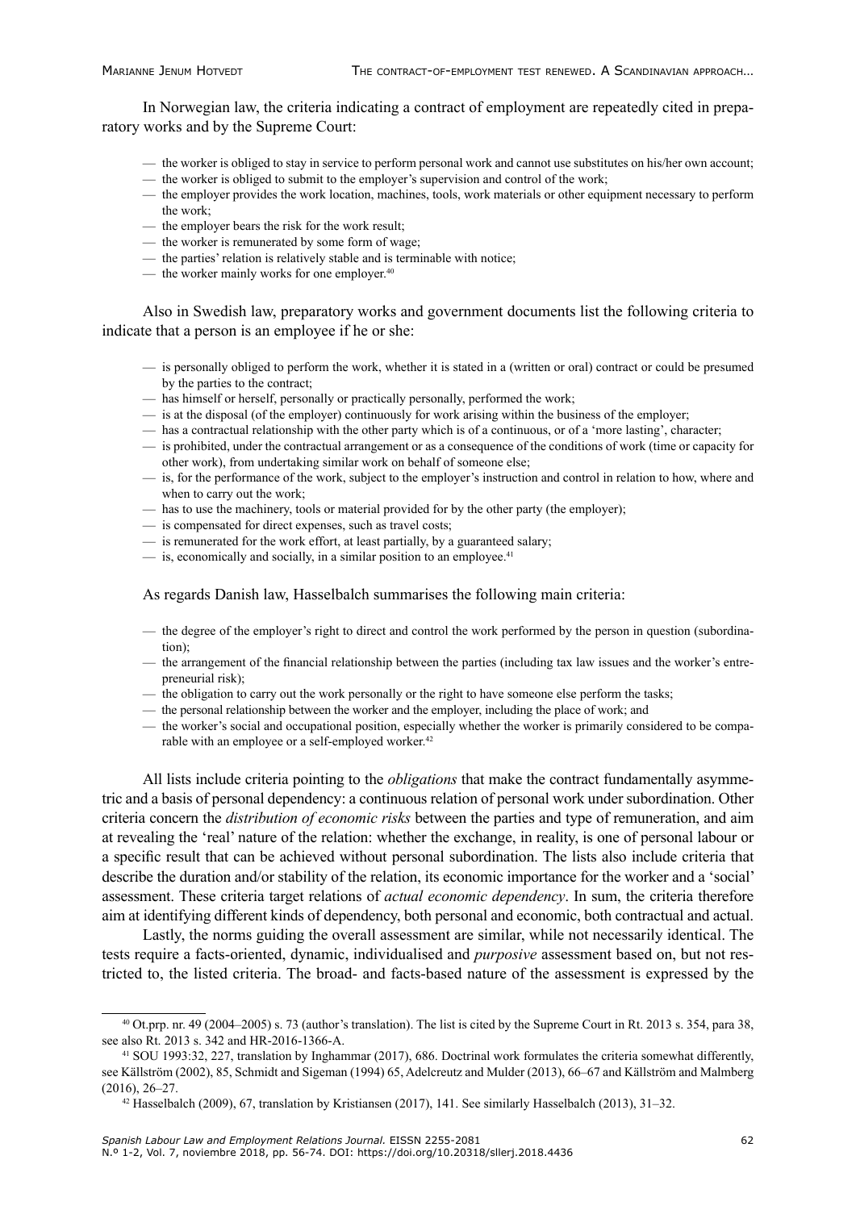In Norwegian law, the criteria indicating a contract of employment are repeatedly cited in preparatory works and by the Supreme Court:

- the worker is obliged to stay in service to perform personal work and cannot use substitutes on his/her own account;
- the worker is obliged to submit to the employer's supervision and control of the work;
- the employer provides the work location, machines, tools, work materials or other equipment necessary to perform the work;
- the employer bears the risk for the work result;
- the worker is remunerated by some form of wage;
- the parties' relation is relatively stable and is terminable with notice;
- the worker mainly works for one employer.[40]

Also in Swedish law, preparatory works and government documents list the following criteria to indicate that a person is an employee if he or she:

- is personally obliged to perform the work, whether it is stated in a (written or oral) contract or could be presumed by the parties to the contract;
- has himself or herself, personally or practically personally, performed the work;
- is at the disposal (of the employer) continuously for work arising within the business of the employer;
- has a contractual relationship with the other party which is of a continuous, or of a 'more lasting', character;
- is prohibited, under the contractual arrangement or as a consequence of the conditions of work (time or capacity for other work), from undertaking similar work on behalf of someone else;
- is, for the performance of the work, subject to the employer's instruction and control in relation to how, where and when to carry out the work;
- has to use the machinery, tools or material provided for by the other party (the employer);
- is compensated for direct expenses, such as travel costs;
- is remunerated for the work effort, at least partially, by a guaranteed salary;
- is, economically and socially, in a similar position to an employee.[41]

As regards Danish law, Hasselbalch summarises the following main criteria:

- the degree of the employer's right to direct and control the work performed by the person in question (subordination);
- the arrangement of the financial relationship between the parties (including tax law issues and the worker's entrepreneurial risk);
- the obligation to carry out the work personally or the right to have someone else perform the tasks;
- the personal relationship between the worker and the employer, including the place of work; and
- the worker's social and occupational position, especially whether the worker is primarily considered to be comparable with an employee or a self-employed worker.[42]

All lists include criteria pointing to the *obligations* that make the contract fundamentally asymmetric and a basis of personal dependency: a continuous relation of personal work under subordination. Other criteria concern the *distribution of economic risks* between the parties and type of remuneration, and aim at revealing the 'real' nature of the relation: whether the exchange, in reality, is one of personal labour or a specific result that can be achieved without personal subordination. The lists also include criteria that describe the duration and/or stability of the relation, its economic importance for the worker and a 'social' assessment. These criteria target relations of *actual economic dependency*. In sum, the criteria therefore aim at identifying different kinds of dependency, both personal and economic, both contractual and actual.

Lastly, the norms guiding the overall assessment are similar, while not necessarily identical. The tests require a facts-oriented, dynamic, individualised and *purposive* assessment based on, but not restricted to, the listed criteria. The broad- and facts-based nature of the assessment is expressed by the

---

[40] Ot.prp. nr. 49 (2004–2005) s. 73 (author's translation). The list is cited by the Supreme Court in Rt. 2013 s. 354, para 38, see also Rt. 2013 s. 342 and HR-2016-1366-A.

[41] SOU 1993:32, 227, translation by Inghammar (2017), 686. Doctrinal work formulates the criteria somewhat differently, see Källström (2002), 85, Schmidt and Sigeman (1994) 65, Adelcreutz and Mulder (2013), 66–67 and Källström and Malmberg (2016), 26–27.

[42] Hasselbalch (2009), 67, translation by Kristiansen (2017), 141. See similarly Hasselbalch (2013), 31–32.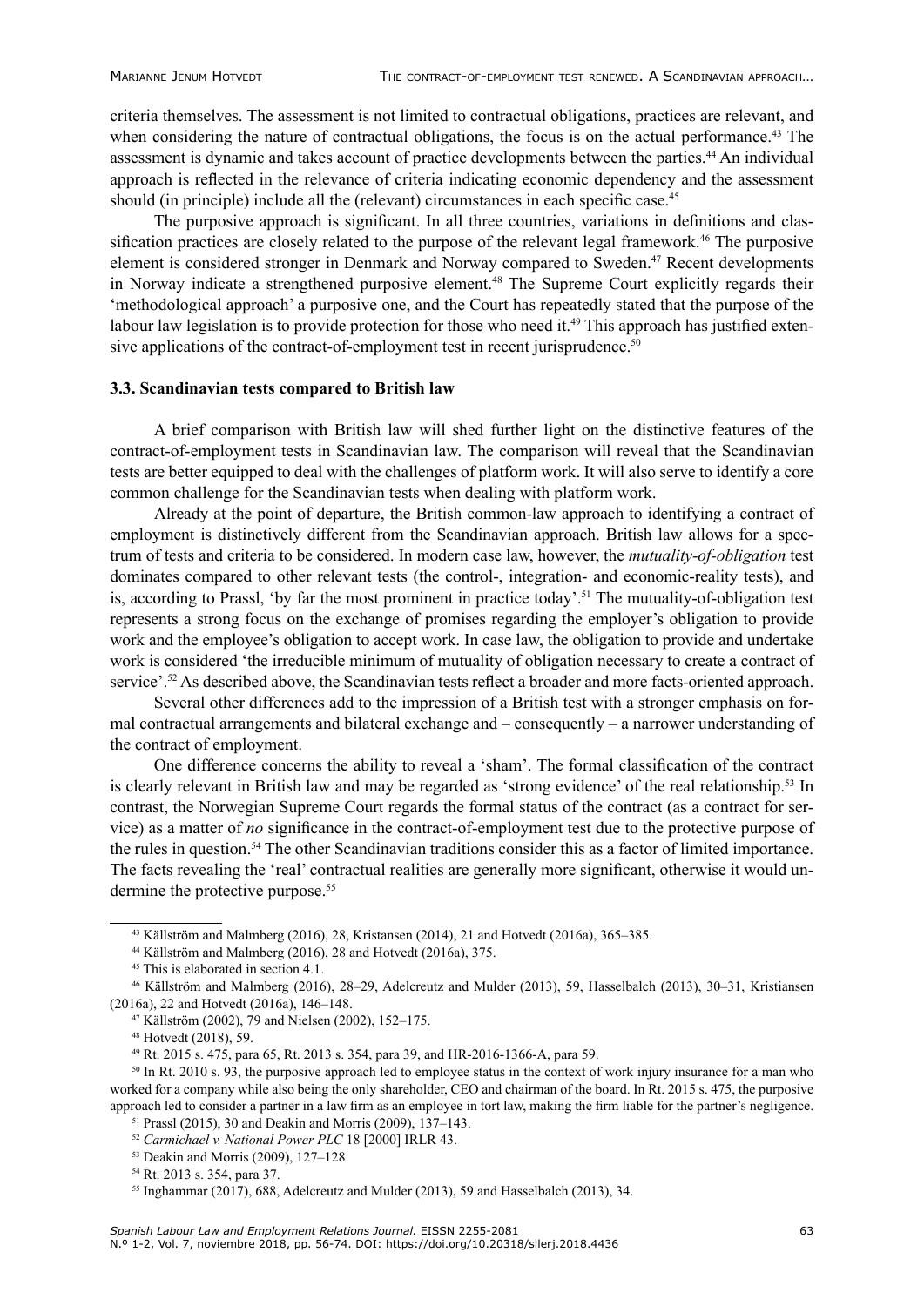criteria themselves. The assessment is not limited to contractual obligations, practices are relevant, and when considering the nature of contractual obligations, the focus is on the actual performance.[43] The assessment is dynamic and takes account of practice developments between the parties.[44] An individual approach is reflected in the relevance of criteria indicating economic dependency and the assessment should (in principle) include all the (relevant) circumstances in each specific case.[45]

The purposive approach is significant. In all three countries, variations in definitions and classification practices are closely related to the purpose of the relevant legal framework.[46] The purposive element is considered stronger in Denmark and Norway compared to Sweden.[47] Recent developments in Norway indicate a strengthened purposive element.[48] The Supreme Court explicitly regards their 'methodological approach' a purposive one, and the Court has repeatedly stated that the purpose of the labour law legislation is to provide protection for those who need it.[49] This approach has justified extensive applications of the contract-of-employment test in recent jurisprudence.[50]

### 3.3. Scandinavian tests compared to British law

A brief comparison with British law will shed further light on the distinctive features of the contract-of-employment tests in Scandinavian law. The comparison will reveal that the Scandinavian tests are better equipped to deal with the challenges of platform work. It will also serve to identify a core common challenge for the Scandinavian tests when dealing with platform work.

Already at the point of departure, the British common-law approach to identifying a contract of employment is distinctively different from the Scandinavian approach. British law allows for a spectrum of tests and criteria to be considered. In modern case law, however, the *mutuality-of-obligation* test dominates compared to other relevant tests (the control-, integration- and economic-reality tests), and is, according to Prassl, 'by far the most prominent in practice today'.[51] The mutuality-of-obligation test represents a strong focus on the exchange of promises regarding the employer's obligation to provide work and the employee's obligation to accept work. In case law, the obligation to provide and undertake work is considered 'the irreducible minimum of mutuality of obligation necessary to create a contract of service'.[52] As described above, the Scandinavian tests reflect a broader and more facts-oriented approach.

Several other differences add to the impression of a British test with a stronger emphasis on formal contractual arrangements and bilateral exchange and – consequently – a narrower understanding of the contract of employment.

One difference concerns the ability to reveal a 'sham'. The formal classification of the contract is clearly relevant in British law and may be regarded as 'strong evidence' of the real relationship.[53] In contrast, the Norwegian Supreme Court regards the formal status of the contract (as a contract for service) as a matter of *no* significance in the contract-of-employment test due to the protective purpose of the rules in question.[54] The other Scandinavian traditions consider this as a factor of limited importance. The facts revealing the 'real' contractual realities are generally more significant, otherwise it would undermine the protective purpose.[55]

---

[43] Källström and Malmberg (2016), 28, Kristansen (2014), 21 and Hotvedt (2016a), 365–385.

[44] Källström and Malmberg (2016), 28 and Hotvedt (2016a), 375.

[45] This is elaborated in section 4.1.

[46] Källström and Malmberg (2016), 28–29, Adelcreutz and Mulder (2013), 59, Hasselbalch (2013), 30–31, Kristiansen (2016a), 22 and Hotvedt (2016a), 146–148.

[47] Källström (2002), 79 and Nielsen (2002), 152–175.

[48] Hotvedt (2018), 59.

[49] Rt. 2015 s. 475, para 65, Rt. 2013 s. 354, para 39, and HR-2016-1366-A, para 59.

[50] In Rt. 2010 s. 93, the purposive approach led to employee status in the context of work injury insurance for a man who worked for a company while also being the only shareholder, CEO and chairman of the board. In Rt. 2015 s. 475, the purposive approach led to consider a partner in a law firm as an employee in tort law, making the firm liable for the partner's negligence.

[51] Prassl (2015), 30 and Deakin and Morris (2009), 137–143.

[52] *Carmichael v. National Power PLC* 18 [2000] IRLR 43.

[53] Deakin and Morris (2009), 127–128.

[54] Rt. 2013 s. 354, para 37.

[55] Inghammar (2017), 688, Adelcreutz and Mulder (2013), 59 and Hasselbalch (2013), 34.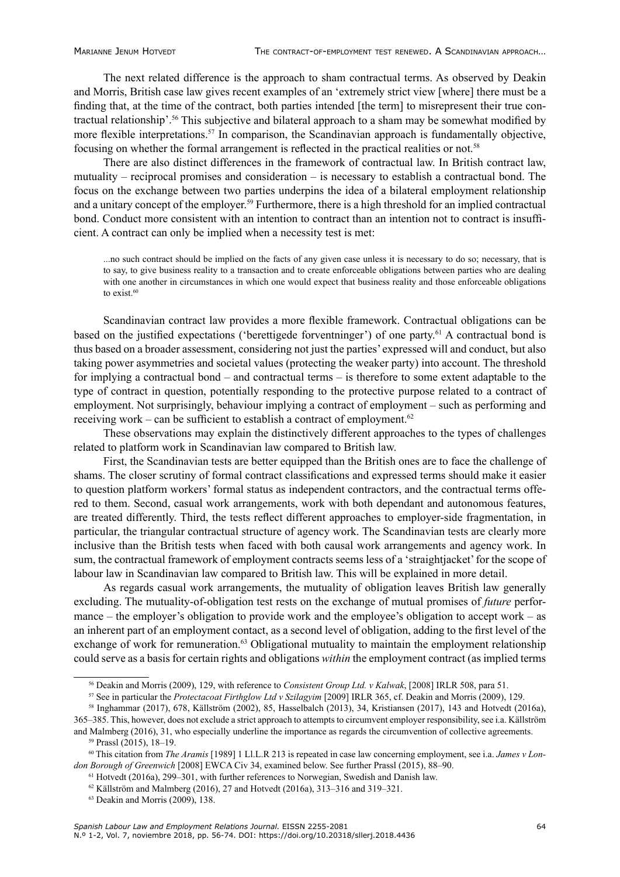The next related difference is the approach to sham contractual terms. As observed by Deakin and Morris, British case law gives recent examples of an 'extremely strict view [where] there must be a finding that, at the time of the contract, both parties intended [the term] to misrepresent their true contractual relationship'.[56] This subjective and bilateral approach to a sham may be somewhat modified by more flexible interpretations.[57] In comparison, the Scandinavian approach is fundamentally objective, focusing on whether the formal arrangement is reflected in the practical realities or not.[58]

There are also distinct differences in the framework of contractual law. In British contract law, mutuality – reciprocal promises and consideration – is necessary to establish a contractual bond. The focus on the exchange between two parties underpins the idea of a bilateral employment relationship and a unitary concept of the employer.[59] Furthermore, there is a high threshold for an implied contractual bond. Conduct more consistent with an intention to contract than an intention not to contract is insufficient. A contract can only be implied when a necessity test is met:

> ...no such contract should be implied on the facts of any given case unless it is necessary to do so; necessary, that is to say, to give business reality to a transaction and to create enforceable obligations between parties who are dealing with one another in circumstances in which one would expect that business reality and those enforceable obligations to exist.[60]

Scandinavian contract law provides a more flexible framework. Contractual obligations can be based on the justified expectations ('berettigede forventninger') of one party.[61] A contractual bond is thus based on a broader assessment, considering not just the parties' expressed will and conduct, but also taking power asymmetries and societal values (protecting the weaker party) into account. The threshold for implying a contractual bond – and contractual terms – is therefore to some extent adaptable to the type of contract in question, potentially responding to the protective purpose related to a contract of employment. Not surprisingly, behaviour implying a contract of employment – such as performing and receiving work – can be sufficient to establish a contract of employment.[62]

These observations may explain the distinctively different approaches to the types of challenges related to platform work in Scandinavian law compared to British law.

First, the Scandinavian tests are better equipped than the British ones are to face the challenge of shams. The closer scrutiny of formal contract classifications and expressed terms should make it easier to question platform workers' formal status as independent contractors, and the contractual terms offered to them. Second, casual work arrangements, work with both dependant and autonomous features, are treated differently. Third, the tests reflect different approaches to employer-side fragmentation, in particular, the triangular contractual structure of agency work. The Scandinavian tests are clearly more inclusive than the British tests when faced with both causal work arrangements and agency work. In sum, the contractual framework of employment contracts seems less of a 'straightjacket' for the scope of labour law in Scandinavian law compared to British law. This will be explained in more detail.

As regards casual work arrangements, the mutuality of obligation leaves British law generally excluding. The mutuality-of-obligation test rests on the exchange of mutual promises of *future* performance – the employer's obligation to provide work and the employee's obligation to accept work – as an inherent part of an employment contact, as a second level of obligation, adding to the first level of the exchange of work for remuneration.[63] Obligational mutuality to maintain the employment relationship could serve as a basis for certain rights and obligations *within* the employment contract (as implied terms

---

[56] Deakin and Morris (2009), 129, with reference to *Consistent Group Ltd. v Kalwak*, [2008] IRLR 508, para 51.

[57] See in particular the *Protectacoat Firthglow Ltd v Szilagyim* [2009] IRLR 365, cf. Deakin and Morris (2009), 129.

[58] Inghammar (2017), 678, Källström (2002), 85, Hasselbalch (2013), 34, Kristiansen (2017), 143 and Hotvedt (2016a), 365–385. This, however, does not exclude a strict approach to attempts to circumvent employer responsibility, see i.a. Källström and Malmberg (2016), 31, who especially underline the importance as regards the circumvention of collective agreements.

[59] Prassl (2015), 18–19.

[60] This citation from *The Aramis* [1989] 1 Ll.L.R 213 is repeated in case law concerning employment, see i.a. *James v London Borough of Greenwich* [2008] EWCA Civ 34, examined below. See further Prassl (2015), 88–90.

[61] Hotvedt (2016a), 299–301, with further references to Norwegian, Swedish and Danish law.

[62] Källström and Malmberg (2016), 27 and Hotvedt (2016a), 313–316 and 319–321.

[63] Deakin and Morris (2009), 138.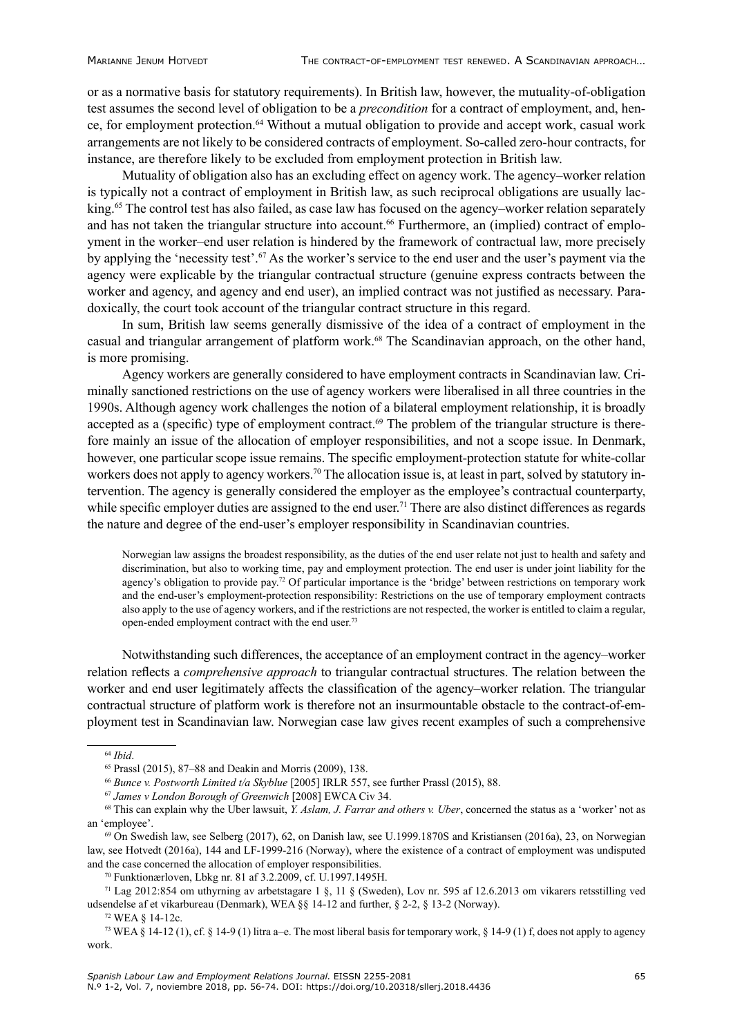or as a normative basis for statutory requirements). In British law, however, the mutuality-of-obligation test assumes the second level of obligation to be a *precondition* for a contract of employment, and, hence, for employment protection.[64] Without a mutual obligation to provide and accept work, casual work arrangements are not likely to be considered contracts of employment. So-called zero-hour contracts, for instance, are therefore likely to be excluded from employment protection in British law.

Mutuality of obligation also has an excluding effect on agency work. The agency–worker relation is typically not a contract of employment in British law, as such reciprocal obligations are usually lacking.[65] The control test has also failed, as case law has focused on the agency–worker relation separately and has not taken the triangular structure into account.[66] Furthermore, an (implied) contract of employment in the worker–end user relation is hindered by the framework of contractual law, more precisely by applying the 'necessity test'.[67] As the worker's service to the end user and the user's payment via the agency were explicable by the triangular contractual structure (genuine express contracts between the worker and agency, and agency and end user), an implied contract was not justified as necessary. Paradoxically, the court took account of the triangular contract structure in this regard.

In sum, British law seems generally dismissive of the idea of a contract of employment in the casual and triangular arrangement of platform work.[68] The Scandinavian approach, on the other hand, is more promising.

Agency workers are generally considered to have employment contracts in Scandinavian law. Criminally sanctioned restrictions on the use of agency workers were liberalised in all three countries in the 1990s. Although agency work challenges the notion of a bilateral employment relationship, it is broadly accepted as a (specific) type of employment contract.[69] The problem of the triangular structure is therefore mainly an issue of the allocation of employer responsibilities, and not a scope issue. In Denmark, however, one particular scope issue remains. The specific employment-protection statute for white-collar workers does not apply to agency workers.[70] The allocation issue is, at least in part, solved by statutory intervention. The agency is generally considered the employer as the employee's contractual counterparty, while specific employer duties are assigned to the end user.[71] There are also distinct differences as regards the nature and degree of the end-user's employer responsibility in Scandinavian countries.

> Norwegian law assigns the broadest responsibility, as the duties of the end user relate not just to health and safety and discrimination, but also to working time, pay and employment protection. The end user is under joint liability for the agency's obligation to provide pay.[72] Of particular importance is the 'bridge' between restrictions on temporary work and the end-user's employment-protection responsibility: Restrictions on the use of temporary employment contracts also apply to the use of agency workers, and if the restrictions are not respected, the worker is entitled to claim a regular, open-ended employment contract with the end user.[73]

Notwithstanding such differences, the acceptance of an employment contract in the agency–worker relation reflects a *comprehensive approach* to triangular contractual structures. The relation between the worker and end user legitimately affects the classification of the agency–worker relation. The triangular contractual structure of platform work is therefore not an insurmountable obstacle to the contract-of-employment test in Scandinavian law. Norwegian case law gives recent examples of such a comprehensive

---

[64] *Ibid*.

[65] Prassl (2015), 87–88 and Deakin and Morris (2009), 138.

[66] *Bunce v. Postworth Limited t/a Skyblue* [2005] IRLR 557, see further Prassl (2015), 88.

[67] *James v London Borough of Greenwich* [2008] EWCA Civ 34.

[68] This can explain why the Uber lawsuit, *Y. Aslam, J. Farrar and others v. Uber*, concerned the status as a 'worker' not as an 'employee'.

[69] On Swedish law, see Selberg (2017), 62, on Danish law, see U.1999.1870S and Kristiansen (2016a), 23, on Norwegian law, see Hotvedt (2016a), 144 and LF-1999-216 (Norway), where the existence of a contract of employment was undisputed and the case concerned the allocation of employer responsibilities.

[70] Funktionærloven, Lbkg nr. 81 af 3.2.2009, cf. U.1997.1495H.

[71] Lag 2012:854 om uthyrning av arbetstagare 1 §, 11 § (Sweden), Lov nr. 595 af 12.6.2013 om vikarers retsstilling ved udsendelse af et vikarbureau (Denmark), WEA §§ 14-12 and further, § 2-2, § 13-2 (Norway).

[72] WEA § 14-12c.

[73] WEA § 14-12 (1), cf. § 14-9 (1) litra a–e. The most liberal basis for temporary work, § 14-9 (1) f, does not apply to agency work.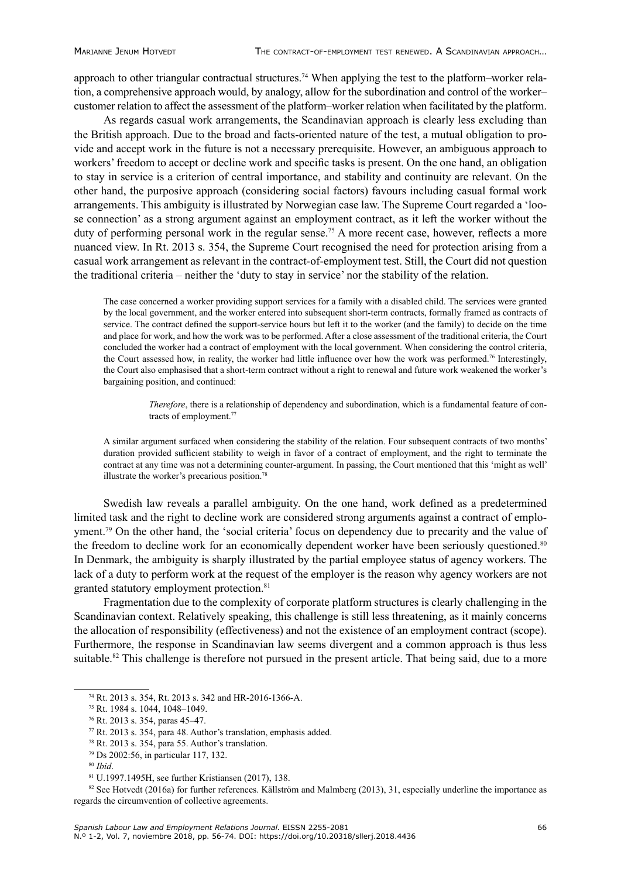approach to other triangular contractual structures.[74] When applying the test to the platform–worker relation, a comprehensive approach would, by analogy, allow for the subordination and control of the worker–customer relation to affect the assessment of the platform–worker relation when facilitated by the platform.

As regards casual work arrangements, the Scandinavian approach is clearly less excluding than the British approach. Due to the broad and facts-oriented nature of the test, a mutual obligation to provide and accept work in the future is not a necessary prerequisite. However, an ambiguous approach to workers' freedom to accept or decline work and specific tasks is present. On the one hand, an obligation to stay in service is a criterion of central importance, and stability and continuity are relevant. On the other hand, the purposive approach (considering social factors) favours including casual formal work arrangements. This ambiguity is illustrated by Norwegian case law. The Supreme Court regarded a 'loose connection' as a strong argument against an employment contract, as it left the worker without the duty of performing personal work in the regular sense.[75] A more recent case, however, reflects a more nuanced view. In Rt. 2013 s. 354, the Supreme Court recognised the need for protection arising from a casual work arrangement as relevant in the contract-of-employment test. Still, the Court did not question the traditional criteria – neither the 'duty to stay in service' nor the stability of the relation.

> The case concerned a worker providing support services for a family with a disabled child. The services were granted by the local government, and the worker entered into subsequent short-term contracts, formally framed as contracts of service. The contract defined the support-service hours but left it to the worker (and the family) to decide on the time and place for work, and how the work was to be performed. After a close assessment of the traditional criteria, the Court concluded the worker had a contract of employment with the local government. When considering the control criteria, the Court assessed how, in reality, the worker had little influence over how the work was performed.[76] Interestingly, the Court also emphasised that a short-term contract without a right to renewal and future work weakened the worker's bargaining position, and continued:
>
> > *Therefore*, there is a relationship of dependency and subordination, which is a fundamental feature of contracts of employment.[77]
>
> A similar argument surfaced when considering the stability of the relation. Four subsequent contracts of two months' duration provided sufficient stability to weigh in favor of a contract of employment, and the right to terminate the contract at any time was not a determining counter-argument. In passing, the Court mentioned that this 'might as well' illustrate the worker's precarious position.[78]

Swedish law reveals a parallel ambiguity. On the one hand, work defined as a predetermined limited task and the right to decline work are considered strong arguments against a contract of employment.[79] On the other hand, the 'social criteria' focus on dependency due to precarity and the value of the freedom to decline work for an economically dependent worker have been seriously questioned.[80] In Denmark, the ambiguity is sharply illustrated by the partial employee status of agency workers. The lack of a duty to perform work at the request of the employer is the reason why agency workers are not granted statutory employment protection.[81]

Fragmentation due to the complexity of corporate platform structures is clearly challenging in the Scandinavian context. Relatively speaking, this challenge is still less threatening, as it mainly concerns the allocation of responsibility (effectiveness) and not the existence of an employment contract (scope). Furthermore, the response in Scandinavian law seems divergent and a common approach is thus less suitable.[82] This challenge is therefore not pursued in the present article. That being said, due to a more

---

[74] Rt. 2013 s. 354, Rt. 2013 s. 342 and HR-2016-1366-A.

[75] Rt. 1984 s. 1044, 1048–1049.

[76] Rt. 2013 s. 354, paras 45–47.

[77] Rt. 2013 s. 354, para 48. Author's translation, emphasis added.

[78] Rt. 2013 s. 354, para 55. Author's translation.

[79] Ds 2002:56, in particular 117, 132.

[80] *Ibid*.

[81] U.1997.1495H, see further Kristiansen (2017), 138.

[82] See Hotvedt (2016a) for further references. Källström and Malmberg (2013), 31, especially underline the importance as regards the circumvention of collective agreements.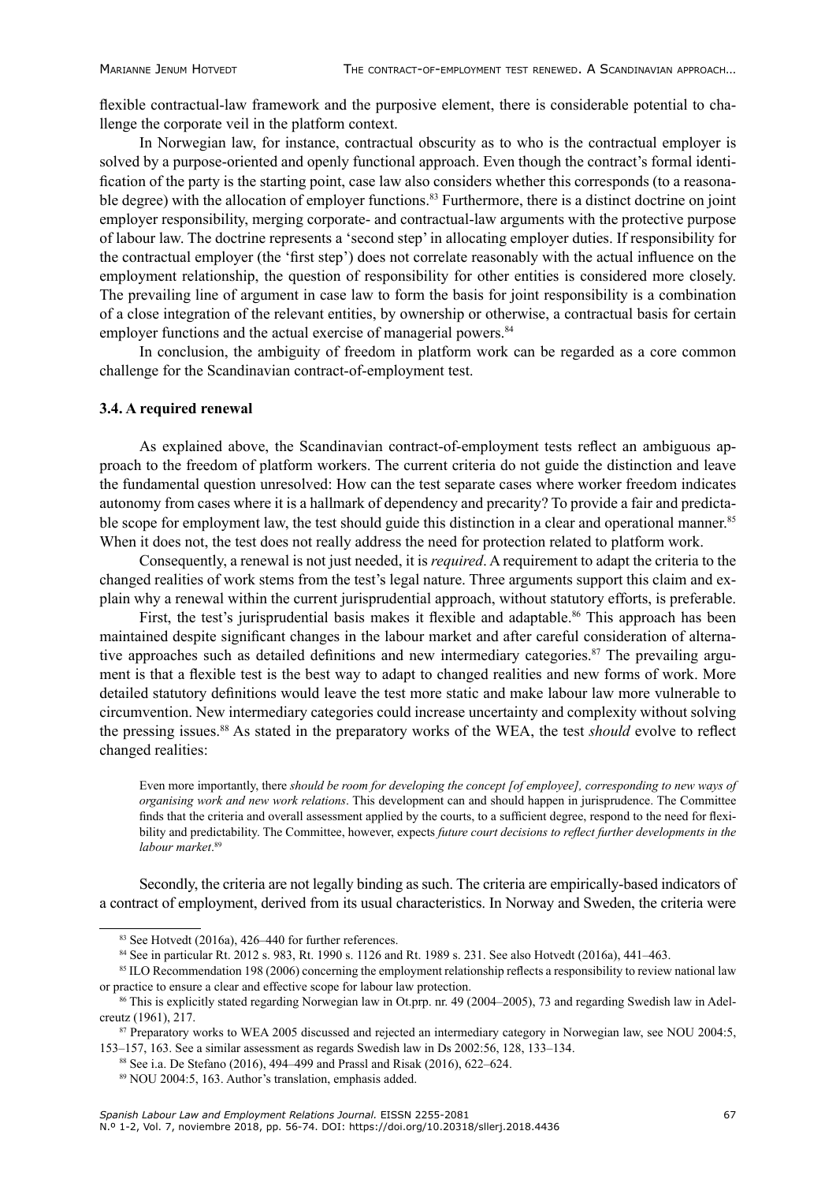flexible contractual-law framework and the purposive element, there is considerable potential to challenge the corporate veil in the platform context.

In Norwegian law, for instance, contractual obscurity as to who is the contractual employer is solved by a purpose-oriented and openly functional approach. Even though the contract's formal identification of the party is the starting point, case law also considers whether this corresponds (to a reasonable degree) with the allocation of employer functions.[83] Furthermore, there is a distinct doctrine on joint employer responsibility, merging corporate- and contractual-law arguments with the protective purpose of labour law. The doctrine represents a 'second step' in allocating employer duties. If responsibility for the contractual employer (the 'first step') does not correlate reasonably with the actual influence on the employment relationship, the question of responsibility for other entities is considered more closely. The prevailing line of argument in case law to form the basis for joint responsibility is a combination of a close integration of the relevant entities, by ownership or otherwise, a contractual basis for certain employer functions and the actual exercise of managerial powers.[84]

In conclusion, the ambiguity of freedom in platform work can be regarded as a core common challenge for the Scandinavian contract-of-employment test.

### 3.4. A required renewal

As explained above, the Scandinavian contract-of-employment tests reflect an ambiguous approach to the freedom of platform workers. The current criteria do not guide the distinction and leave the fundamental question unresolved: How can the test separate cases where worker freedom indicates autonomy from cases where it is a hallmark of dependency and precarity? To provide a fair and predictable scope for employment law, the test should guide this distinction in a clear and operational manner.[85] When it does not, the test does not really address the need for protection related to platform work.

Consequently, a renewal is not just needed, it is *required*. A requirement to adapt the criteria to the changed realities of work stems from the test's legal nature. Three arguments support this claim and explain why a renewal within the current jurisprudential approach, without statutory efforts, is preferable.

First, the test's jurisprudential basis makes it flexible and adaptable.[86] This approach has been maintained despite significant changes in the labour market and after careful consideration of alternative approaches such as detailed definitions and new intermediary categories.[87] The prevailing argument is that a flexible test is the best way to adapt to changed realities and new forms of work. More detailed statutory definitions would leave the test more static and make labour law more vulnerable to circumvention. New intermediary categories could increase uncertainty and complexity without solving the pressing issues.[88] As stated in the preparatory works of the WEA, the test *should* evolve to reflect changed realities:

> Even more importantly, there *should be room for developing the concept [of employee], corresponding to new ways of organising work and new work relations*. This development can and should happen in jurisprudence. The Committee finds that the criteria and overall assessment applied by the courts, to a sufficient degree, respond to the need for flexibility and predictability. The Committee, however, expects *future court decisions to reflect further developments in the labour market*.[89]

Secondly, the criteria are not legally binding as such. The criteria are empirically-based indicators of a contract of employment, derived from its usual characteristics. In Norway and Sweden, the criteria were

---

[83] See Hotvedt (2016a), 426–440 for further references.

[84] See in particular Rt. 2012 s. 983, Rt. 1990 s. 1126 and Rt. 1989 s. 231. See also Hotvedt (2016a), 441–463.

[85] ILO Recommendation 198 (2006) concerning the employment relationship reflects a responsibility to review national law or practice to ensure a clear and effective scope for labour law protection.

[86] This is explicitly stated regarding Norwegian law in Ot.prp. nr. 49 (2004–2005), 73 and regarding Swedish law in Adelcreutz (1961), 217.

[87] Preparatory works to WEA 2005 discussed and rejected an intermediary category in Norwegian law, see NOU 2004:5, 153–157, 163. See a similar assessment as regards Swedish law in Ds 2002:56, 128, 133–134.

[88] See i.a. De Stefano (2016), 494–499 and Prassl and Risak (2016), 622–624.

[89] NOU 2004:5, 163. Author's translation, emphasis added.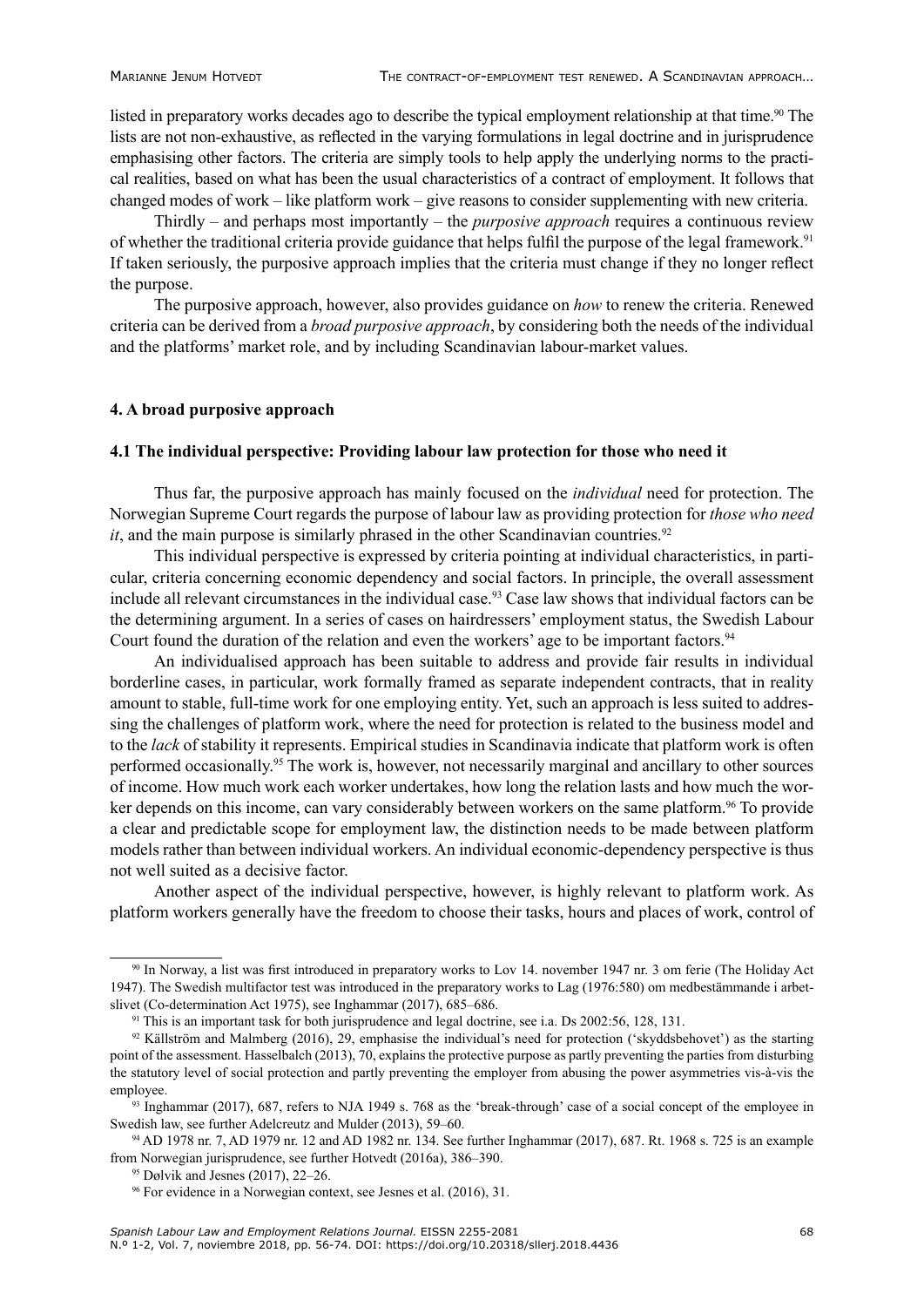listed in preparatory works decades ago to describe the typical employment relationship at that time.[90] The lists are not non-exhaustive, as reflected in the varying formulations in legal doctrine and in jurisprudence emphasising other factors. The criteria are simply tools to help apply the underlying norms to the practical realities, based on what has been the usual characteristics of a contract of employment. It follows that changed modes of work – like platform work – give reasons to consider supplementing with new criteria.

Thirdly – and perhaps most importantly – the *purposive approach* requires a continuous review of whether the traditional criteria provide guidance that helps fulfil the purpose of the legal framework.[91] If taken seriously, the purposive approach implies that the criteria must change if they no longer reflect the purpose.

The purposive approach, however, also provides guidance on *how* to renew the criteria. Renewed criteria can be derived from a *broad purposive approach*, by considering both the needs of the individual and the platforms' market role, and by including Scandinavian labour-market values.

## 4. A broad purposive approach

### 4.1 The individual perspective: Providing labour law protection for those who need it

Thus far, the purposive approach has mainly focused on the *individual* need for protection. The Norwegian Supreme Court regards the purpose of labour law as providing protection for *those who need it*, and the main purpose is similarly phrased in the other Scandinavian countries.[92]

This individual perspective is expressed by criteria pointing at individual characteristics, in particular, criteria concerning economic dependency and social factors. In principle, the overall assessment include all relevant circumstances in the individual case.[93] Case law shows that individual factors can be the determining argument. In a series of cases on hairdressers' employment status, the Swedish Labour Court found the duration of the relation and even the workers' age to be important factors.[94]

An individualised approach has been suitable to address and provide fair results in individual borderline cases, in particular, work formally framed as separate independent contracts, that in reality amount to stable, full-time work for one employing entity. Yet, such an approach is less suited to addressing the challenges of platform work, where the need for protection is related to the business model and to the *lack* of stability it represents. Empirical studies in Scandinavia indicate that platform work is often performed occasionally.[95] The work is, however, not necessarily marginal and ancillary to other sources of income. How much work each worker undertakes, how long the relation lasts and how much the worker depends on this income, can vary considerably between workers on the same platform.[96] To provide a clear and predictable scope for employment law, the distinction needs to be made between platform models rather than between individual workers. An individual economic-dependency perspective is thus not well suited as a decisive factor.

Another aspect of the individual perspective, however, is highly relevant to platform work. As platform workers generally have the freedom to choose their tasks, hours and places of work, control of

---

[90] In Norway, a list was first introduced in preparatory works to Lov 14. november 1947 nr. 3 om ferie (The Holiday Act 1947). The Swedish multifactor test was introduced in the preparatory works to Lag (1976:580) om medbestämmande i arbetslivet (Co-determination Act 1975), see Inghammar (2017), 685–686.

[91] This is an important task for both jurisprudence and legal doctrine, see i.a. Ds 2002:56, 128, 131.

[92] Källström and Malmberg (2016), 29, emphasise the individual's need for protection ('skyddsbehovet') as the starting point of the assessment. Hasselbalch (2013), 70, explains the protective purpose as partly preventing the parties from disturbing the statutory level of social protection and partly preventing the employer from abusing the power asymmetries vis-à-vis the employee.

[93] Inghammar (2017), 687, refers to NJA 1949 s. 768 as the 'break-through' case of a social concept of the employee in Swedish law, see further Adelcreutz and Mulder (2013), 59–60.

[94] AD 1978 nr. 7, AD 1979 nr. 12 and AD 1982 nr. 134. See further Inghammar (2017), 687. Rt. 1968 s. 725 is an example from Norwegian jurisprudence, see further Hotvedt (2016a), 386–390.

[95] Dølvik and Jesnes (2017), 22–26.

[96] For evidence in a Norwegian context, see Jesnes et al. (2016), 31.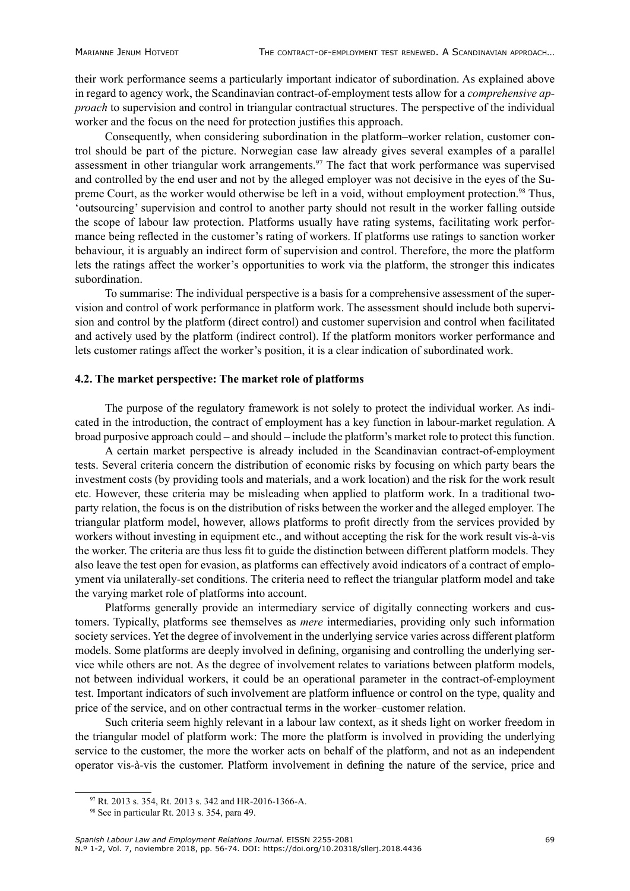their work performance seems a particularly important indicator of subordination. As explained above in regard to agency work, the Scandinavian contract-of-employment tests allow for a *comprehensive approach* to supervision and control in triangular contractual structures. The perspective of the individual worker and the focus on the need for protection justifies this approach.

Consequently, when considering subordination in the platform–worker relation, customer control should be part of the picture. Norwegian case law already gives several examples of a parallel assessment in other triangular work arrangements.[97] The fact that work performance was supervised and controlled by the end user and not by the alleged employer was not decisive in the eyes of the Supreme Court, as the worker would otherwise be left in a void, without employment protection.[98] Thus, 'outsourcing' supervision and control to another party should not result in the worker falling outside the scope of labour law protection. Platforms usually have rating systems, facilitating work performance being reflected in the customer's rating of workers. If platforms use ratings to sanction worker behaviour, it is arguably an indirect form of supervision and control. Therefore, the more the platform lets the ratings affect the worker's opportunities to work via the platform, the stronger this indicates subordination.

To summarise: The individual perspective is a basis for a comprehensive assessment of the supervision and control of work performance in platform work. The assessment should include both supervision and control by the platform (direct control) and customer supervision and control when facilitated and actively used by the platform (indirect control). If the platform monitors worker performance and lets customer ratings affect the worker's position, it is a clear indication of subordinated work.

### 4.2. The market perspective: The market role of platforms

The purpose of the regulatory framework is not solely to protect the individual worker. As indicated in the introduction, the contract of employment has a key function in labour-market regulation. A broad purposive approach could – and should – include the platform's market role to protect this function.

A certain market perspective is already included in the Scandinavian contract-of-employment tests. Several criteria concern the distribution of economic risks by focusing on which party bears the investment costs (by providing tools and materials, and a work location) and the risk for the work result etc. However, these criteria may be misleading when applied to platform work. In a traditional two-party relation, the focus is on the distribution of risks between the worker and the alleged employer. The triangular platform model, however, allows platforms to profit directly from the services provided by workers without investing in equipment etc., and without accepting the risk for the work result vis-à-vis the worker. The criteria are thus less fit to guide the distinction between different platform models. They also leave the test open for evasion, as platforms can effectively avoid indicators of a contract of employment via unilaterally-set conditions. The criteria need to reflect the triangular platform model and take the varying market role of platforms into account.

Platforms generally provide an intermediary service of digitally connecting workers and customers. Typically, platforms see themselves as *mere* intermediaries, providing only such information society services. Yet the degree of involvement in the underlying service varies across different platform models. Some platforms are deeply involved in defining, organising and controlling the underlying service while others are not. As the degree of involvement relates to variations between platform models, not between individual workers, it could be an operational parameter in the contract-of-employment test. Important indicators of such involvement are platform influence or control on the type, quality and price of the service, and on other contractual terms in the worker–customer relation.

Such criteria seem highly relevant in a labour law context, as it sheds light on worker freedom in the triangular model of platform work: The more the platform is involved in providing the underlying service to the customer, the more the worker acts on behalf of the platform, and not as an independent operator vis-à-vis the customer. Platform involvement in defining the nature of the service, price and

---

[97] Rt. 2013 s. 354, Rt. 2013 s. 342 and HR-2016-1366-A.

[98] See in particular Rt. 2013 s. 354, para 49.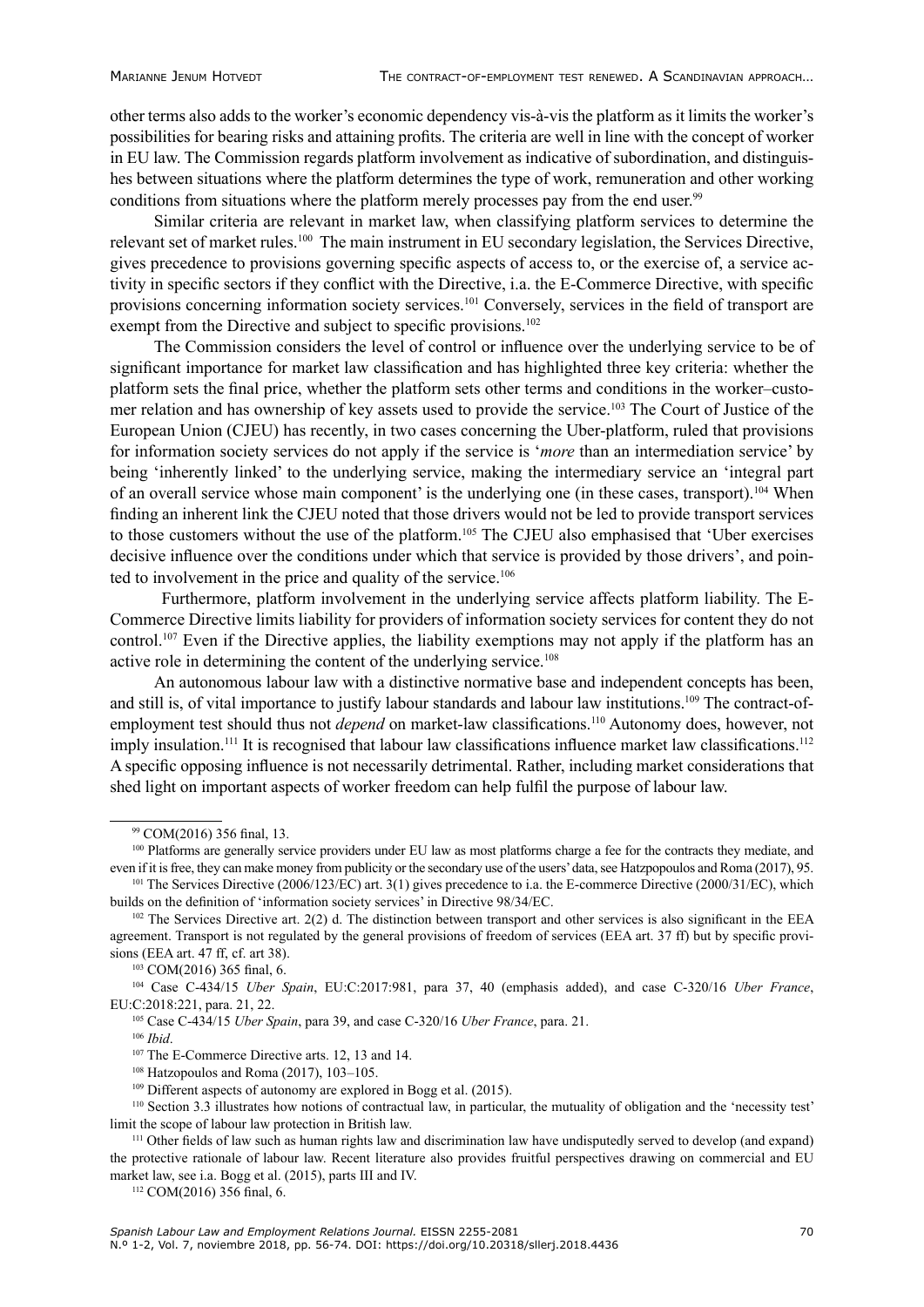other terms also adds to the worker's economic dependency vis-à-vis the platform as it limits the worker's possibilities for bearing risks and attaining profits. The criteria are well in line with the concept of worker in EU law. The Commission regards platform involvement as indicative of subordination, and distinguishes between situations where the platform determines the type of work, remuneration and other working conditions from situations where the platform merely processes pay from the end user.[99]

Similar criteria are relevant in market law, when classifying platform services to determine the relevant set of market rules.[100] The main instrument in EU secondary legislation, the Services Directive, gives precedence to provisions governing specific aspects of access to, or the exercise of, a service activity in specific sectors if they conflict with the Directive, i.a. the E-Commerce Directive, with specific provisions concerning information society services.[101] Conversely, services in the field of transport are exempt from the Directive and subject to specific provisions.[102]

The Commission considers the level of control or influence over the underlying service to be of significant importance for market law classification and has highlighted three key criteria: whether the platform sets the final price, whether the platform sets other terms and conditions in the worker–customer relation and has ownership of key assets used to provide the service.[103] The Court of Justice of the European Union (CJEU) has recently, in two cases concerning the Uber-platform, ruled that provisions for information society services do not apply if the service is '*more* than an intermediation service' by being 'inherently linked' to the underlying service, making the intermediary service an 'integral part of an overall service whose main component' is the underlying one (in these cases, transport).[104] When finding an inherent link the CJEU noted that those drivers would not be led to provide transport services to those customers without the use of the platform.[105] The CJEU also emphasised that 'Uber exercises decisive influence over the conditions under which that service is provided by those drivers', and pointed to involvement in the price and quality of the service.[106]

Furthermore, platform involvement in the underlying service affects platform liability. The E-Commerce Directive limits liability for providers of information society services for content they do not control.[107] Even if the Directive applies, the liability exemptions may not apply if the platform has an active role in determining the content of the underlying service.[108]

An autonomous labour law with a distinctive normative base and independent concepts has been, and still is, of vital importance to justify labour standards and labour law institutions.[109] The contract-of-employment test should thus not *depend* on market-law classifications.[110] Autonomy does, however, not imply insulation.[111] It is recognised that labour law classifications influence market law classifications.[112] A specific opposing influence is not necessarily detrimental. Rather, including market considerations that shed light on important aspects of worker freedom can help fulfil the purpose of labour law.

---

[99] COM(2016) 356 final, 13.

[100] Platforms are generally service providers under EU law as most platforms charge a fee for the contracts they mediate, and even if it is free, they can make money from publicity or the secondary use of the users' data, see Hatzpopoulos and Roma (2017), 95.

[101] The Services Directive (2006/123/EC) art. 3(1) gives precedence to i.a. the E-commerce Directive (2000/31/EC), which builds on the definition of 'information society services' in Directive 98/34/EC.

[102] The Services Directive art. 2(2) d. The distinction between transport and other services is also significant in the EEA agreement. Transport is not regulated by the general provisions of freedom of services (EEA art. 37 ff) but by specific provisions (EEA art. 47 ff, cf. art 38).

[103] COM(2016) 365 final, 6.

[104] Case C-434/15 *Uber Spain*, EU:C:2017:981, para 37, 40 (emphasis added), and case C-320/16 *Uber France*, EU:C:2018:221, para. 21, 22.

[105] Case C-434/15 *Uber Spain*, para 39, and case C-320/16 *Uber France*, para. 21.

[106] *Ibid*.

[107] The E-Commerce Directive arts. 12, 13 and 14.

[108] Hatzopoulos and Roma (2017), 103–105.

[109] Different aspects of autonomy are explored in Bogg et al. (2015).

[110] Section 3.3 illustrates how notions of contractual law, in particular, the mutuality of obligation and the 'necessity test' limit the scope of labour law protection in British law.

[111] Other fields of law such as human rights law and discrimination law have undisputedly served to develop (and expand) the protective rationale of labour law. Recent literature also provides fruitful perspectives drawing on commercial and EU market law, see i.a. Bogg et al. (2015), parts III and IV.

[112] COM(2016) 356 final, 6.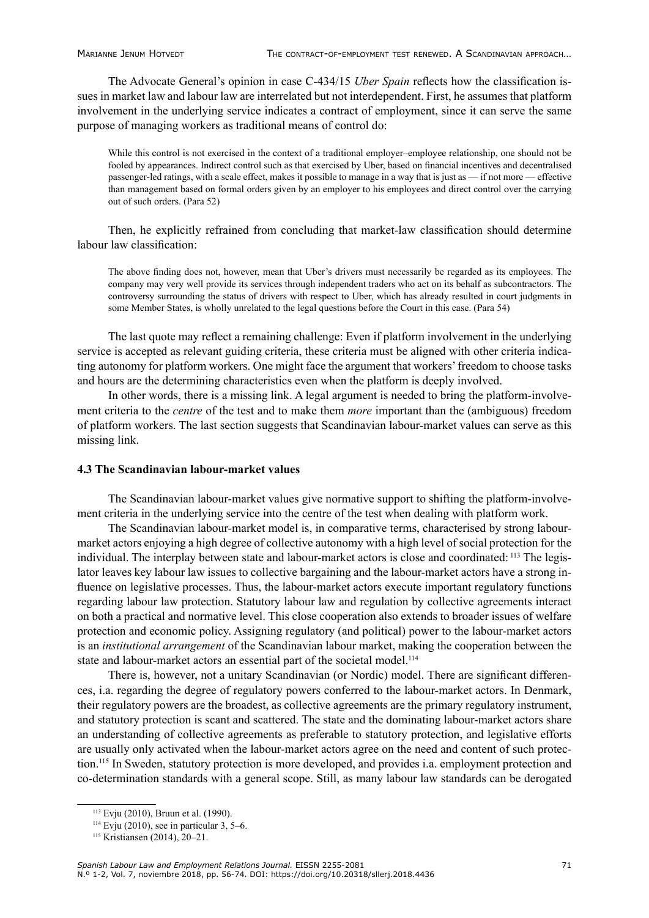The Advocate General's opinion in case C-434/15 *Uber Spain* reflects how the classification issues in market law and labour law are interrelated but not interdependent. First, he assumes that platform involvement in the underlying service indicates a contract of employment, since it can serve the same purpose of managing workers as traditional means of control do:

> While this control is not exercised in the context of a traditional employer–employee relationship, one should not be fooled by appearances. Indirect control such as that exercised by Uber, based on financial incentives and decentralised passenger-led ratings, with a scale effect, makes it possible to manage in a way that is just as — if not more — effective than management based on formal orders given by an employer to his employees and direct control over the carrying out of such orders. (Para 52)

Then, he explicitly refrained from concluding that market-law classification should determine labour law classification:

> The above finding does not, however, mean that Uber's drivers must necessarily be regarded as its employees. The company may very well provide its services through independent traders who act on its behalf as subcontractors. The controversy surrounding the status of drivers with respect to Uber, which has already resulted in court judgments in some Member States, is wholly unrelated to the legal questions before the Court in this case. (Para 54)

The last quote may reflect a remaining challenge: Even if platform involvement in the underlying service is accepted as relevant guiding criteria, these criteria must be aligned with other criteria indicating autonomy for platform workers. One might face the argument that workers' freedom to choose tasks and hours are the determining characteristics even when the platform is deeply involved.

In other words, there is a missing link. A legal argument is needed to bring the platform-involvement criteria to the *centre* of the test and to make them *more* important than the (ambiguous) freedom of platform workers. The last section suggests that Scandinavian labour-market values can serve as this missing link.

### 4.3 The Scandinavian labour-market values

The Scandinavian labour-market values give normative support to shifting the platform-involvement criteria in the underlying service into the centre of the test when dealing with platform work.

The Scandinavian labour-market model is, in comparative terms, characterised by strong labour-market actors enjoying a high degree of collective autonomy with a high level of social protection for the individual. The interplay between state and labour-market actors is close and coordinated: [113] The legislator leaves key labour law issues to collective bargaining and the labour-market actors have a strong influence on legislative processes. Thus, the labour-market actors execute important regulatory functions regarding labour law protection. Statutory labour law and regulation by collective agreements interact on both a practical and normative level. This close cooperation also extends to broader issues of welfare protection and economic policy. Assigning regulatory (and political) power to the labour-market actors is an *institutional arrangement* of the Scandinavian labour market, making the cooperation between the state and labour-market actors an essential part of the societal model.[114]

There is, however, not a unitary Scandinavian (or Nordic) model. There are significant differences, i.a. regarding the degree of regulatory powers conferred to the labour-market actors. In Denmark, their regulatory powers are the broadest, as collective agreements are the primary regulatory instrument, and statutory protection is scant and scattered. The state and the dominating labour-market actors share an understanding of collective agreements as preferable to statutory protection, and legislative efforts are usually only activated when the labour-market actors agree on the need and content of such protection.[115] In Sweden, statutory protection is more developed, and provides i.a. employment protection and co-determination standards with a general scope. Still, as many labour law standards can be derogated

[113] Evju (2010), Bruun et al. (1990).

[114] Evju (2010), see in particular 3, 5–6.

[115] Kristiansen (2014), 20–21.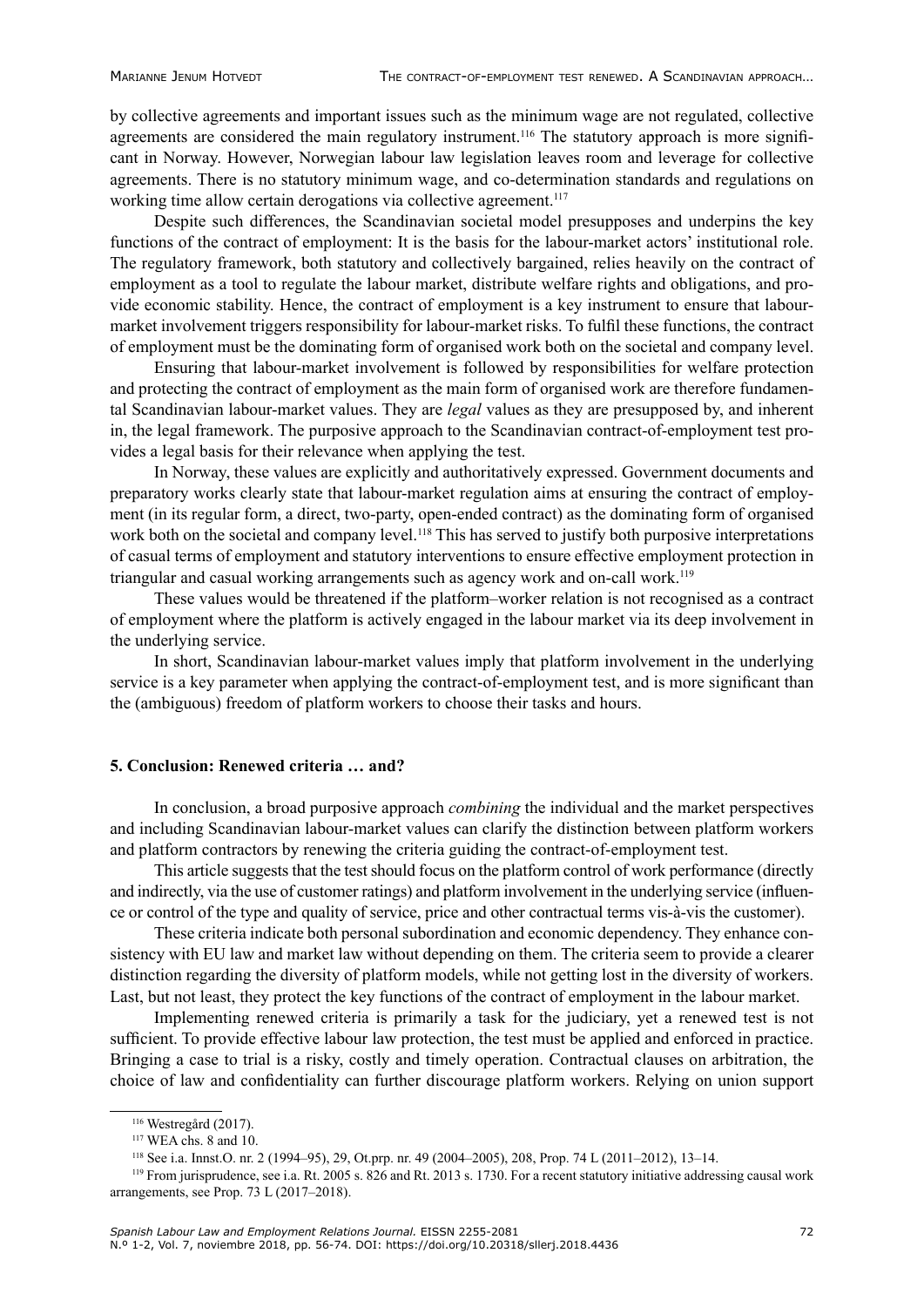by collective agreements and important issues such as the minimum wage are not regulated, collective agreements are considered the main regulatory instrument.[116] The statutory approach is more significant in Norway. However, Norwegian labour law legislation leaves room and leverage for collective agreements. There is no statutory minimum wage, and co-determination standards and regulations on working time allow certain derogations via collective agreement.[117]

Despite such differences, the Scandinavian societal model presupposes and underpins the key functions of the contract of employment: It is the basis for the labour-market actors' institutional role. The regulatory framework, both statutory and collectively bargained, relies heavily on the contract of employment as a tool to regulate the labour market, distribute welfare rights and obligations, and provide economic stability. Hence, the contract of employment is a key instrument to ensure that labour-market involvement triggers responsibility for labour-market risks. To fulfil these functions, the contract of employment must be the dominating form of organised work both on the societal and company level.

Ensuring that labour-market involvement is followed by responsibilities for welfare protection and protecting the contract of employment as the main form of organised work are therefore fundamental Scandinavian labour-market values. They are *legal* values as they are presupposed by, and inherent in, the legal framework. The purposive approach to the Scandinavian contract-of-employment test provides a legal basis for their relevance when applying the test.

In Norway, these values are explicitly and authoritatively expressed. Government documents and preparatory works clearly state that labour-market regulation aims at ensuring the contract of employment (in its regular form, a direct, two-party, open-ended contract) as the dominating form of organised work both on the societal and company level.[118] This has served to justify both purposive interpretations of casual terms of employment and statutory interventions to ensure effective employment protection in triangular and casual working arrangements such as agency work and on-call work.[119]

These values would be threatened if the platform–worker relation is not recognised as a contract of employment where the platform is actively engaged in the labour market via its deep involvement in the underlying service.

In short, Scandinavian labour-market values imply that platform involvement in the underlying service is a key parameter when applying the contract-of-employment test, and is more significant than the (ambiguous) freedom of platform workers to choose their tasks and hours.

## 5. Conclusion: Renewed criteria … and?

In conclusion, a broad purposive approach *combining* the individual and the market perspectives and including Scandinavian labour-market values can clarify the distinction between platform workers and platform contractors by renewing the criteria guiding the contract-of-employment test.

This article suggests that the test should focus on the platform control of work performance (directly and indirectly, via the use of customer ratings) and platform involvement in the underlying service (influence or control of the type and quality of service, price and other contractual terms vis-à-vis the customer).

These criteria indicate both personal subordination and economic dependency. They enhance consistency with EU law and market law without depending on them. The criteria seem to provide a clearer distinction regarding the diversity of platform models, while not getting lost in the diversity of workers. Last, but not least, they protect the key functions of the contract of employment in the labour market.

Implementing renewed criteria is primarily a task for the judiciary, yet a renewed test is not sufficient. To provide effective labour law protection, the test must be applied and enforced in practice. Bringing a case to trial is a risky, costly and timely operation. Contractual clauses on arbitration, the choice of law and confidentiality can further discourage platform workers. Relying on union support

---

[116] Westregård (2017).

[117] WEA chs. 8 and 10.

[118] See i.a. Innst.O. nr. 2 (1994–95), 29, Ot.prp. nr. 49 (2004–2005), 208, Prop. 74 L (2011–2012), 13–14.

[119] From jurisprudence, see i.a. Rt. 2005 s. 826 and Rt. 2013 s. 1730. For a recent statutory initiative addressing causal work arrangements, see Prop. 73 L (2017–2018).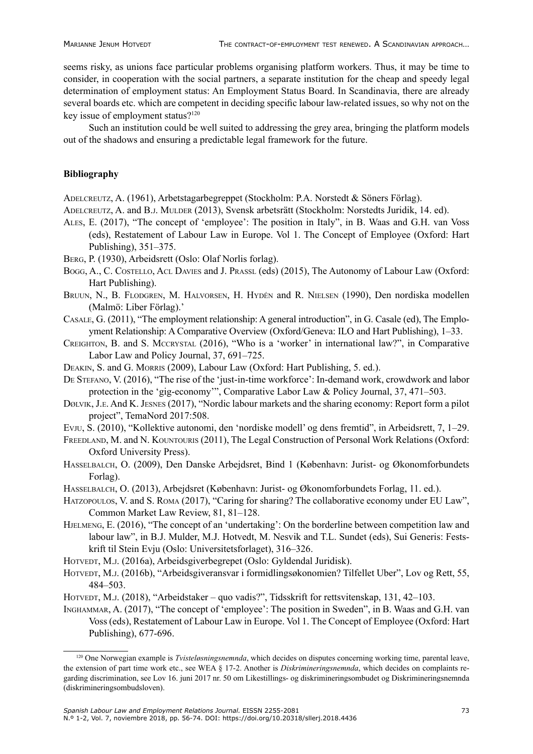seems risky, as unions face particular problems organising platform workers. Thus, it may be time to consider, in cooperation with the social partners, a separate institution for the cheap and speedy legal determination of employment status: An Employment Status Board. In Scandinavia, there are already several boards etc. which are competent in deciding specific labour law-related issues, so why not on the key issue of employment status?[120]

Such an institution could be well suited to addressing the grey area, bringing the platform models out of the shadows and ensuring a predictable legal framework for the future.

### Bibliography

Adelcreutz, A. (1961), Arbetstagarbegreppet (Stockholm: P.A. Norstedt & Söners Förlag).

Adelcreutz, A. and B.J. Mulder (2013), Svensk arbetsrätt (Stockholm: Norstedts Juridik, 14. ed).

Ales, E. (2017), "The concept of 'employee': The position in Italy", in B. Waas and G.H. van Voss (eds), Restatement of Labour Law in Europe. Vol 1. The Concept of Employee (Oxford: Hart Publishing), 351–375.

Berg, P. (1930), Arbeidsrett (Oslo: Olaf Norlis forlag).

Bogg, A., C. Costello, Acl Davies and J. Prassl (eds) (2015), The Autonomy of Labour Law (Oxford: Hart Publishing).

Bruun, N., B. Flodgren, M. Halvorsen, H. Hydén and R. Nielsen (1990), Den nordiska modellen (Malmö: Liber Förlag).'

Casale, G. (2011), "The employment relationship: A general introduction", in G. Casale (ed), The Employment Relationship: A Comparative Overview (Oxford/Geneva: ILO and Hart Publishing), 1–33.

Creighton, B. and S. Mccrystal (2016), "Who is a 'worker' in international law?", in Comparative Labor Law and Policy Journal, 37, 691–725.

Deakin, S. and G. Morris (2009), Labour Law (Oxford: Hart Publishing, 5. ed.).

De Stefano, V. (2016), "The rise of the 'just-in-time workforce': In-demand work, crowdwork and labor protection in the 'gig-economy'", Comparative Labor Law & Policy Journal, 37, 471–503.

Dølvik, J.e. And K. Jesnes (2017), "Nordic labour markets and the sharing economy: Report form a pilot project", TemaNord 2017:508.

Evju, S. (2010), "Kollektive autonomi, den 'nordiske modell' og dens fremtid", in Arbeidsrett, 7, 1–29.

Freedland, M. and N. Kountouris (2011), The Legal Construction of Personal Work Relations (Oxford: Oxford University Press).

Hasselbalch, O. (2009), Den Danske Arbejdsret, Bind 1 (København: Jurist- og Økonomforbundets Forlag).

Hasselbalch, O. (2013), Arbejdsret (København: Jurist- og Økonomforbundets Forlag, 11. ed.).

Hatzopoulos, V. and S. Roma (2017), "Caring for sharing? The collaborative economy under EU Law", Common Market Law Review, 81, 81–128.

Hjelmeng, E. (2016), "The concept of an 'undertaking': On the borderline between competition law and labour law", in B.J. Mulder, M.J. Hotvedt, M. Nesvik and T.L. Sundet (eds), Sui Generis: Festskrift til Stein Evju (Oslo: Universitetsforlaget), 316–326.

Hotvedt, M.j. (2016a), Arbeidsgiverbegrepet (Oslo: Gyldendal Juridisk).

Hotvedt, M.j. (2016b), "Arbeidsgiveransvar i formidlingsøkonomien? Tilfellet Uber", Lov og Rett, 55, 484–503.

Hotvedt, M.j. (2018), "Arbeidstaker – quo vadis?", Tidsskrift for rettsvitenskap, 131, 42–103.

Inghammar, A. (2017), "The concept of 'employee': The position in Sweden", in B. Waas and G.H. van Voss (eds), Restatement of Labour Law in Europe. Vol 1. The Concept of Employee (Oxford: Hart Publishing), 677-696.

[120] One Norwegian example is *Tvisteløsningsnemnda*, which decides on disputes concerning working time, parental leave, the extension of part time work etc., see WEA § 17-2. Another is *Diskrimineringsnemnda*, which decides on complaints regarding discrimination, see Lov 16. juni 2017 nr. 50 om Likestillings- og diskrimineringsombudet og Diskrimineringsnemnda (diskrimineringsombudsloven).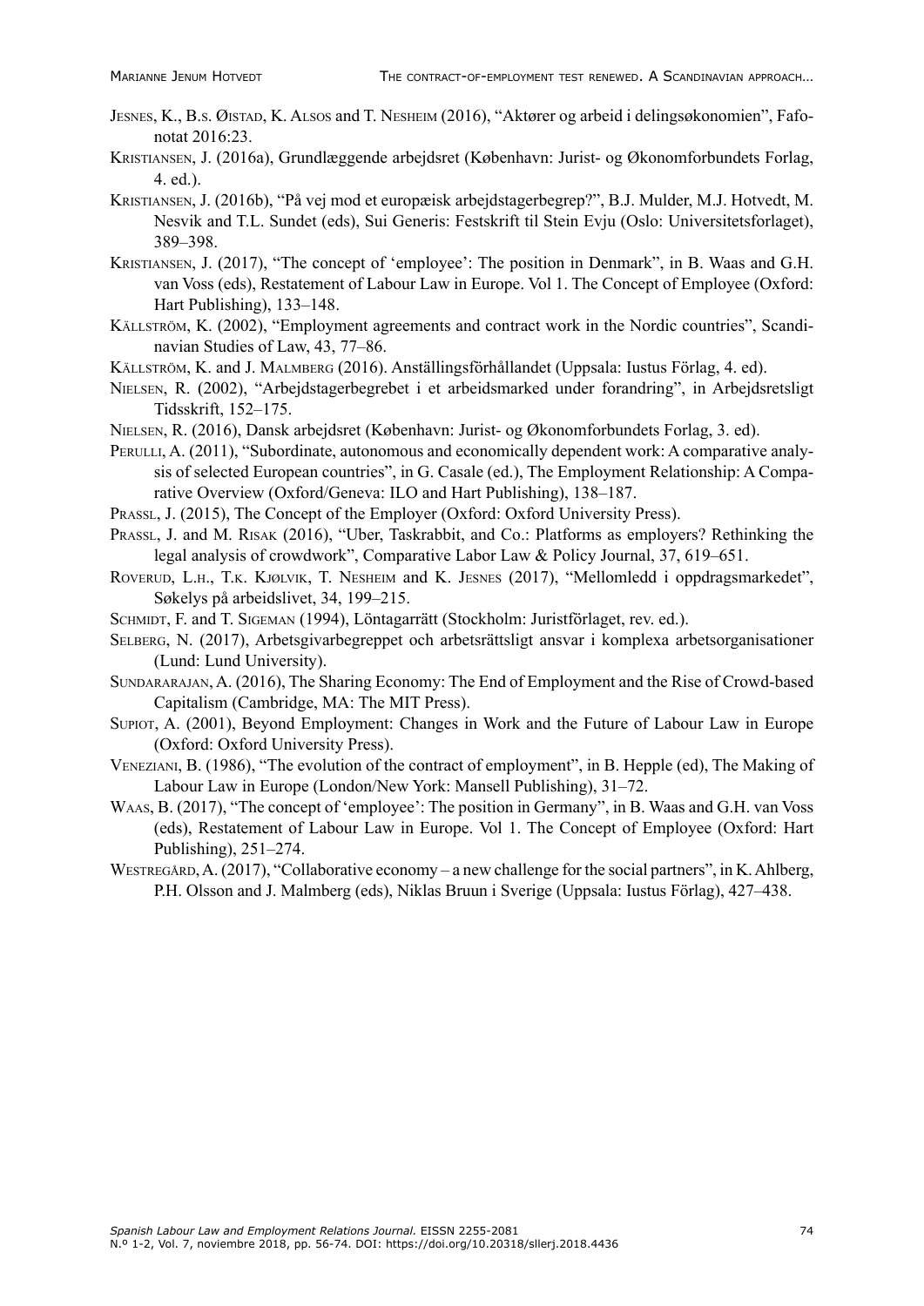Jesnes, K., B.s. Øistad, K. Alsos and T. Nesheim (2016), "Aktører og arbeid i delingsøkonomien", Fafo-notat 2016:23.

Kristiansen, J. (2016a), Grundlæggende arbejdsret (København: Jurist- og Økonomforbundets Forlag, 4. ed.).

Kristiansen, J. (2016b), "På vej mod et europæisk arbejdstagerbegrep?", B.J. Mulder, M.J. Hotvedt, M. Nesvik and T.L. Sundet (eds), Sui Generis: Festskrift til Stein Evju (Oslo: Universitetsforlaget), 389–398.

Kristiansen, J. (2017), "The concept of 'employee': The position in Denmark", in B. Waas and G.H. van Voss (eds), Restatement of Labour Law in Europe. Vol 1. The Concept of Employee (Oxford: Hart Publishing), 133–148.

Källström, K. (2002), "Employment agreements and contract work in the Nordic countries", Scandinavian Studies of Law, 43, 77–86.

Källström, K. and J. Malmberg (2016). Anställningsförhållandet (Uppsala: Iustus Förlag, 4. ed).

Nielsen, R. (2002), "Arbejdstagerbegrebet i et arbeidsmarked under forandring", in Arbejdsretsligt Tidsskrift, 152–175.

Nielsen, R. (2016), Dansk arbejdsret (København: Jurist- og Økonomforbundets Forlag, 3. ed).

Perulli, A. (2011), "Subordinate, autonomous and economically dependent work: A comparative analysis of selected European countries", in G. Casale (ed.), The Employment Relationship: A Comparative Overview (Oxford/Geneva: ILO and Hart Publishing), 138–187.

Prassl, J. (2015), The Concept of the Employer (Oxford: Oxford University Press).

Prassl, J. and M. Risak (2016), "Uber, Taskrabbit, and Co.: Platforms as employers? Rethinking the legal analysis of crowdwork", Comparative Labor Law & Policy Journal, 37, 619–651.

Roverud, L.h., T.k. Kjølvik, T. Nesheim and K. Jesnes (2017), "Mellomledd i oppdragsmarkedet", Søkelys på arbeidslivet, 34, 199–215.

Schmidt, F. and T. Sigeman (1994), Löntagarrätt (Stockholm: Juristförlaget, rev. ed.).

Selberg, N. (2017), Arbetsgivarbegreppet och arbetsrättsligt ansvar i komplexa arbetsorganisationer (Lund: Lund University).

Sundararajan, A. (2016), The Sharing Economy: The End of Employment and the Rise of Crowd-based Capitalism (Cambridge, MA: The MIT Press).

Supiot, A. (2001), Beyond Employment: Changes in Work and the Future of Labour Law in Europe (Oxford: Oxford University Press).

Veneziani, B. (1986), "The evolution of the contract of employment", in B. Hepple (ed), The Making of Labour Law in Europe (London/New York: Mansell Publishing), 31–72.

Waas, B. (2017), "The concept of 'employee': The position in Germany", in B. Waas and G.H. van Voss (eds), Restatement of Labour Law in Europe. Vol 1. The Concept of Employee (Oxford: Hart Publishing), 251–274.

Westregård, A. (2017), "Collaborative economy – a new challenge for the social partners", in K. Ahlberg, P.H. Olsson and J. Malmberg (eds), Niklas Bruun i Sverige (Uppsala: Iustus Förlag), 427–438.